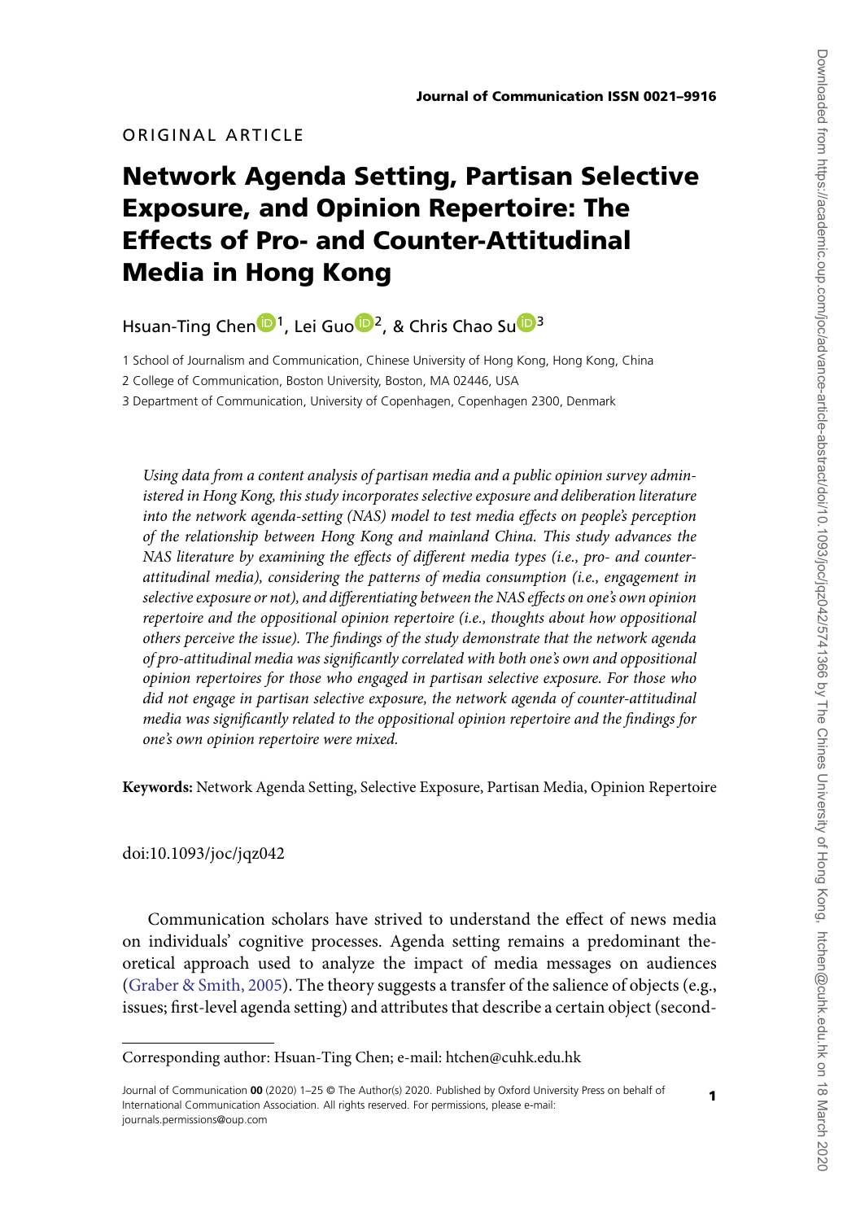ORIGINAL ARTICLE

# Network Agenda Setting, Partisan Selective Exposure, and Opinion Repertoire: The Effects of Pro- and Counter-Attitudinal Media in Hong Kong

Hsuan-Ting Chen[1], Lei Guo[2], & Chris Chao Su[3]

1 School of Journalism and Communication, Chinese University of Hong Kong, Hong Kong, China

2 College of Communication, Boston University, Boston, MA 02446, USA

3 Department of Communication, University of Copenhagen, Copenhagen 2300, Denmark

*Using data from a content analysis of partisan media and a public opinion survey administered in Hong Kong, this study incorporates selective exposure and deliberation literature into the network agenda-setting (NAS) model to test media effects on people's perception of the relationship between Hong Kong and mainland China. This study advances the NAS literature by examining the effects of different media types (i.e., pro- and counter-attitudinal media), considering the patterns of media consumption (i.e., engagement in selective exposure or not), and differentiating between the NAS effects on one's own opinion repertoire and the oppositional opinion repertoire (i.e., thoughts about how oppositional others perceive the issue). The findings of the study demonstrate that the network agenda of pro-attitudinal media was significantly correlated with both one's own and oppositional opinion repertoires for those who engaged in partisan selective exposure. For those who did not engage in partisan selective exposure, the network agenda of counter-attitudinal media was significantly related to the oppositional opinion repertoire and the findings for one's own opinion repertoire were mixed.*

**Keywords:** Network Agenda Setting, Selective Exposure, Partisan Media, Opinion Repertoire

doi:10.1093/joc/jqz042

Communication scholars have strived to understand the effect of news media on individuals' cognitive processes. Agenda setting remains a predominant theoretical approach used to analyze the impact of media messages on audiences (Graber & Smith, 2005). The theory suggests a transfer of the salience of objects (e.g., issues; first-level agenda setting) and attributes that describe a certain object (second-

Corresponding author: Hsuan-Ting Chen; e-mail: htchen@cuhk.edu.hk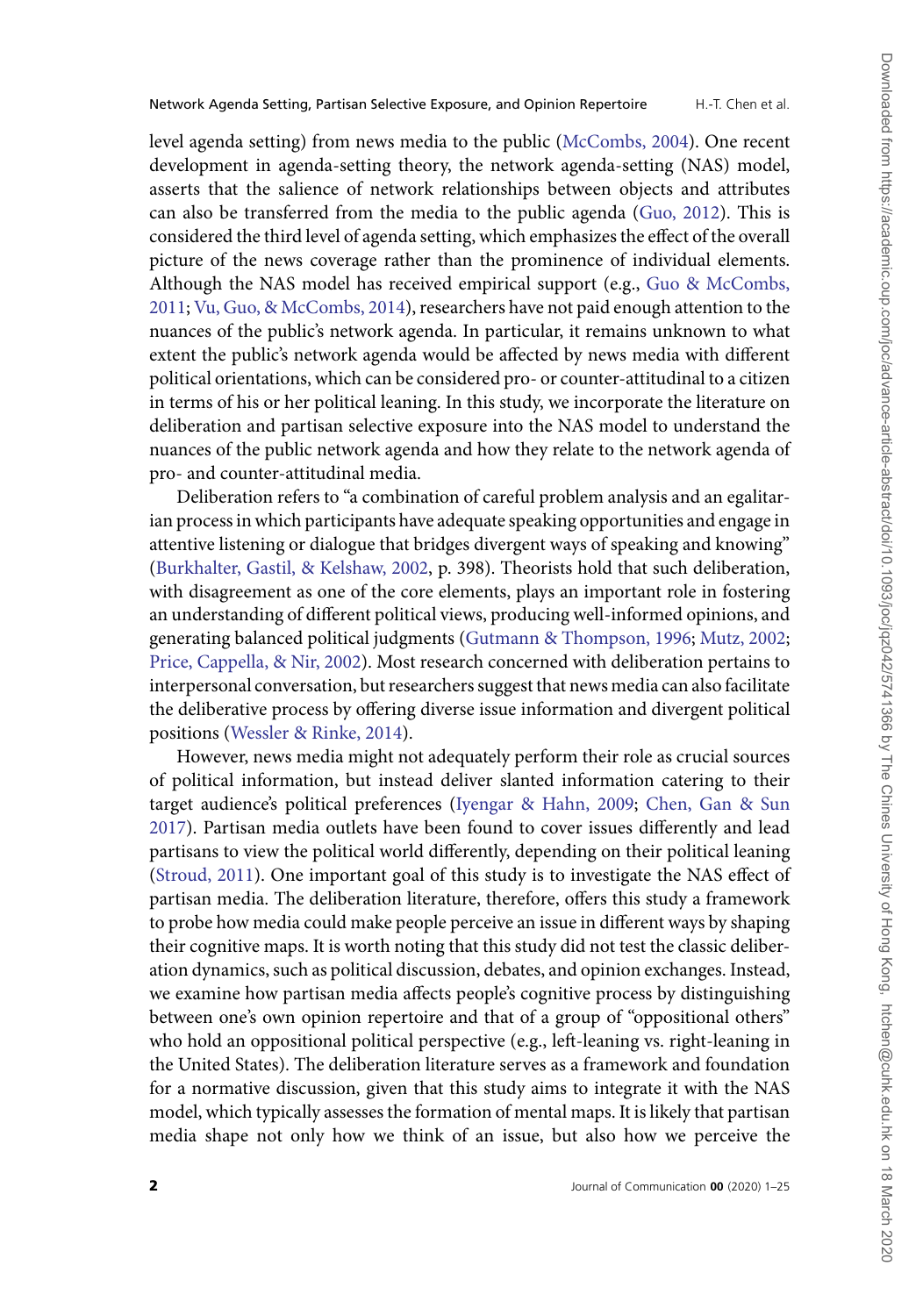level agenda setting) from news media to the public (McCombs, 2004). One recent development in agenda-setting theory, the network agenda-setting (NAS) model, asserts that the salience of network relationships between objects and attributes can also be transferred from the media to the public agenda (Guo, 2012). This is considered the third level of agenda setting, which emphasizes the effect of the overall picture of the news coverage rather than the prominence of individual elements. Although the NAS model has received empirical support (e.g., Guo & McCombs, 2011; Vu, Guo, & McCombs, 2014), researchers have not paid enough attention to the nuances of the public's network agenda. In particular, it remains unknown to what extent the public's network agenda would be affected by news media with different political orientations, which can be considered pro- or counter-attitudinal to a citizen in terms of his or her political leaning. In this study, we incorporate the literature on deliberation and partisan selective exposure into the NAS model to understand the nuances of the public network agenda and how they relate to the network agenda of pro- and counter-attitudinal media.

Deliberation refers to "a combination of careful problem analysis and an egalitarian process in which participants have adequate speaking opportunities and engage in attentive listening or dialogue that bridges divergent ways of speaking and knowing" (Burkhalter, Gastil, & Kelshaw, 2002, p. 398). Theorists hold that such deliberation, with disagreement as one of the core elements, plays an important role in fostering an understanding of different political views, producing well-informed opinions, and generating balanced political judgments (Gutmann & Thompson, 1996; Mutz, 2002; Price, Cappella, & Nir, 2002). Most research concerned with deliberation pertains to interpersonal conversation, but researchers suggest that news media can also facilitate the deliberative process by offering diverse issue information and divergent political positions (Wessler & Rinke, 2014).

However, news media might not adequately perform their role as crucial sources of political information, but instead deliver slanted information catering to their target audience's political preferences (Iyengar & Hahn, 2009; Chen, Gan & Sun 2017). Partisan media outlets have been found to cover issues differently and lead partisans to view the political world differently, depending on their political leaning (Stroud, 2011). One important goal of this study is to investigate the NAS effect of partisan media. The deliberation literature, therefore, offers this study a framework to probe how media could make people perceive an issue in different ways by shaping their cognitive maps. It is worth noting that this study did not test the classic deliberation dynamics, such as political discussion, debates, and opinion exchanges. Instead, we examine how partisan media affects people's cognitive process by distinguishing between one's own opinion repertoire and that of a group of "oppositional others" who hold an oppositional political perspective (e.g., left-leaning vs. right-leaning in the United States). The deliberation literature serves as a framework and foundation for a normative discussion, given that this study aims to integrate it with the NAS model, which typically assesses the formation of mental maps. It is likely that partisan media shape not only how we think of an issue, but also how we perceive the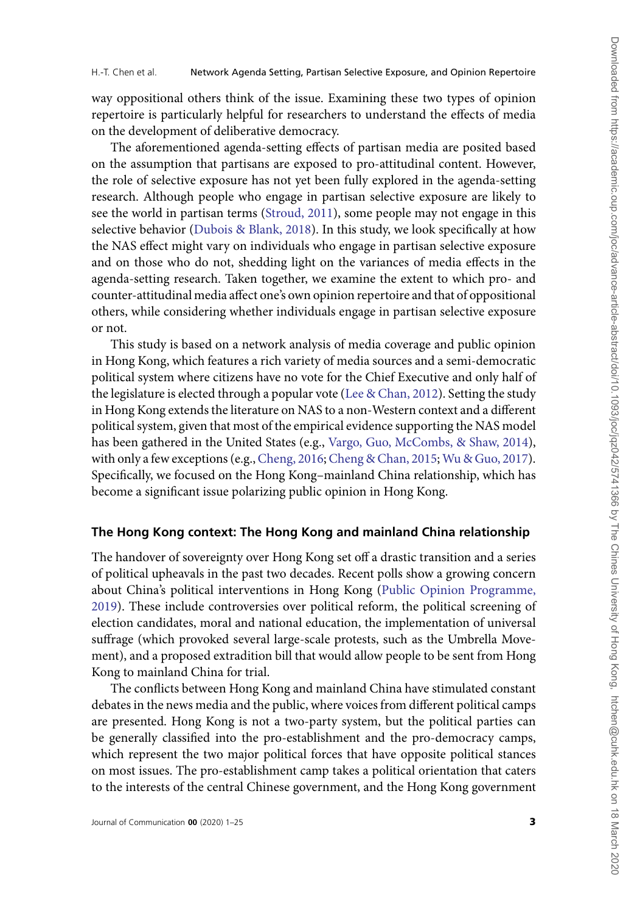way oppositional others think of the issue. Examining these two types of opinion repertoire is particularly helpful for researchers to understand the effects of media on the development of deliberative democracy.

The aforementioned agenda-setting effects of partisan media are posited based on the assumption that partisans are exposed to pro-attitudinal content. However, the role of selective exposure has not yet been fully explored in the agenda-setting research. Although people who engage in partisan selective exposure are likely to see the world in partisan terms (Stroud, 2011), some people may not engage in this selective behavior (Dubois & Blank, 2018). In this study, we look specifically at how the NAS effect might vary on individuals who engage in partisan selective exposure and on those who do not, shedding light on the variances of media effects in the agenda-setting research. Taken together, we examine the extent to which pro- and counter-attitudinal media affect one's own opinion repertoire and that of oppositional others, while considering whether individuals engage in partisan selective exposure or not.

This study is based on a network analysis of media coverage and public opinion in Hong Kong, which features a rich variety of media sources and a semi-democratic political system where citizens have no vote for the Chief Executive and only half of the legislature is elected through a popular vote (Lee & Chan, 2012). Setting the study in Hong Kong extends the literature on NAS to a non-Western context and a different political system, given that most of the empirical evidence supporting the NAS model has been gathered in the United States (e.g., Vargo, Guo, McCombs, & Shaw, 2014), with only a few exceptions (e.g., Cheng, 2016; Cheng & Chan, 2015; Wu & Guo, 2017). Specifically, we focused on the Hong Kong–mainland China relationship, which has become a significant issue polarizing public opinion in Hong Kong.

## The Hong Kong context: The Hong Kong and mainland China relationship

The handover of sovereignty over Hong Kong set off a drastic transition and a series of political upheavals in the past two decades. Recent polls show a growing concern about China's political interventions in Hong Kong (Public Opinion Programme, 2019). These include controversies over political reform, the political screening of election candidates, moral and national education, the implementation of universal suffrage (which provoked several large-scale protests, such as the Umbrella Movement), and a proposed extradition bill that would allow people to be sent from Hong Kong to mainland China for trial.

The conflicts between Hong Kong and mainland China have stimulated constant debates in the news media and the public, where voices from different political camps are presented. Hong Kong is not a two-party system, but the political parties can be generally classified into the pro-establishment and the pro-democracy camps, which represent the two major political forces that have opposite political stances on most issues. The pro-establishment camp takes a political orientation that caters to the interests of the central Chinese government, and the Hong Kong government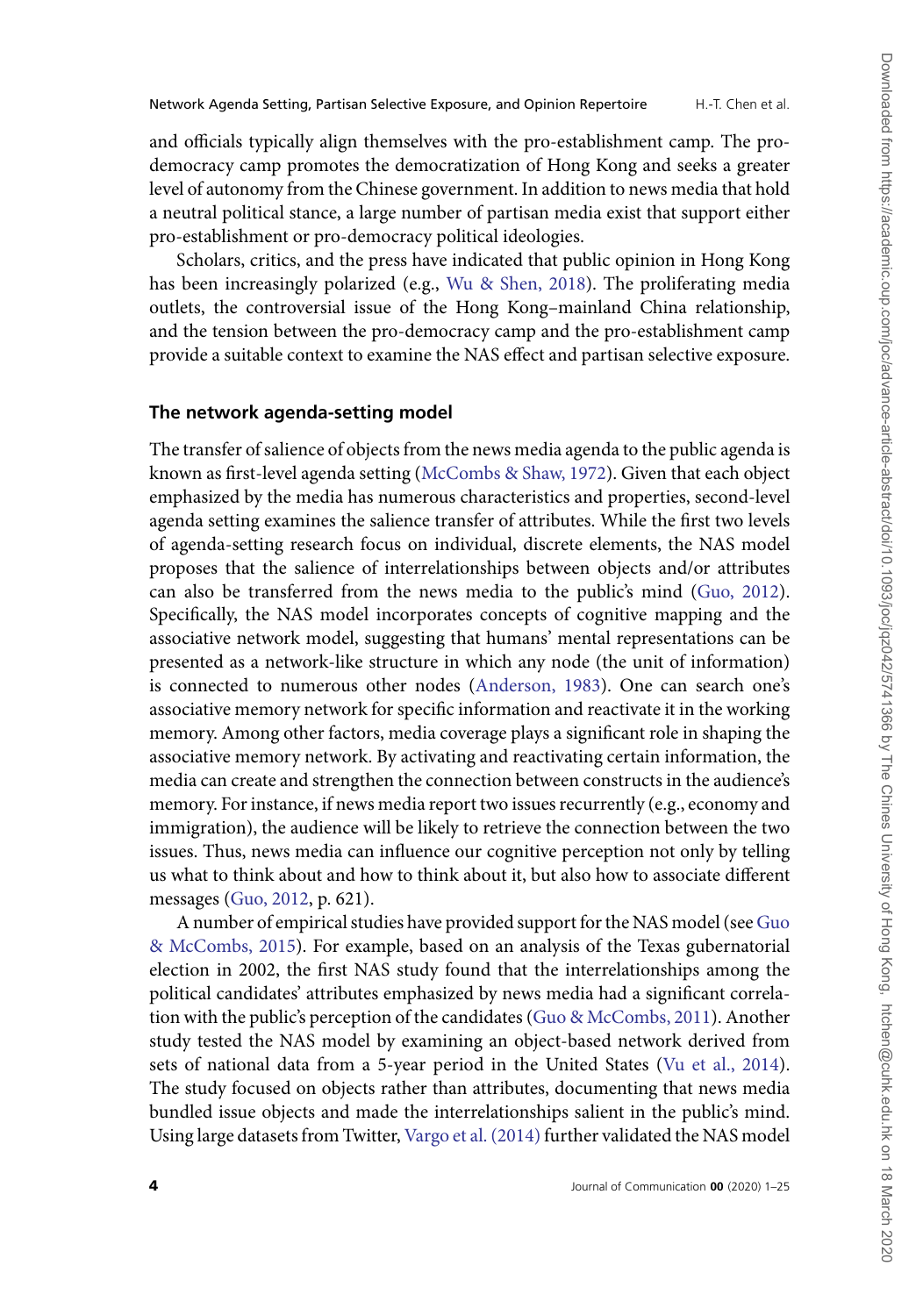and officials typically align themselves with the pro-establishment camp. The pro-democracy camp promotes the democratization of Hong Kong and seeks a greater level of autonomy from the Chinese government. In addition to news media that hold a neutral political stance, a large number of partisan media exist that support either pro-establishment or pro-democracy political ideologies.

Scholars, critics, and the press have indicated that public opinion in Hong Kong has been increasingly polarized (e.g., Wu & Shen, 2018). The proliferating media outlets, the controversial issue of the Hong Kong–mainland China relationship, and the tension between the pro-democracy camp and the pro-establishment camp provide a suitable context to examine the NAS effect and partisan selective exposure.

### The network agenda-setting model

The transfer of salience of objects from the news media agenda to the public agenda is known as first-level agenda setting (McCombs & Shaw, 1972). Given that each object emphasized by the media has numerous characteristics and properties, second-level agenda setting examines the salience transfer of attributes. While the first two levels of agenda-setting research focus on individual, discrete elements, the NAS model proposes that the salience of interrelationships between objects and/or attributes can also be transferred from the news media to the public's mind (Guo, 2012). Specifically, the NAS model incorporates concepts of cognitive mapping and the associative network model, suggesting that humans' mental representations can be presented as a network-like structure in which any node (the unit of information) is connected to numerous other nodes (Anderson, 1983). One can search one's associative memory network for specific information and reactivate it in the working memory. Among other factors, media coverage plays a significant role in shaping the associative memory network. By activating and reactivating certain information, the media can create and strengthen the connection between constructs in the audience's memory. For instance, if news media report two issues recurrently (e.g., economy and immigration), the audience will be likely to retrieve the connection between the two issues. Thus, news media can influence our cognitive perception not only by telling us what to think about and how to think about it, but also how to associate different messages (Guo, 2012, p. 621).

A number of empirical studies have provided support for the NAS model (see Guo & McCombs, 2015). For example, based on an analysis of the Texas gubernatorial election in 2002, the first NAS study found that the interrelationships among the political candidates' attributes emphasized by news media had a significant correlation with the public's perception of the candidates (Guo & McCombs, 2011). Another study tested the NAS model by examining an object-based network derived from sets of national data from a 5-year period in the United States (Vu et al., 2014). The study focused on objects rather than attributes, documenting that news media bundled issue objects and made the interrelationships salient in the public's mind. Using large datasets from Twitter, Vargo et al. (2014) further validated the NAS model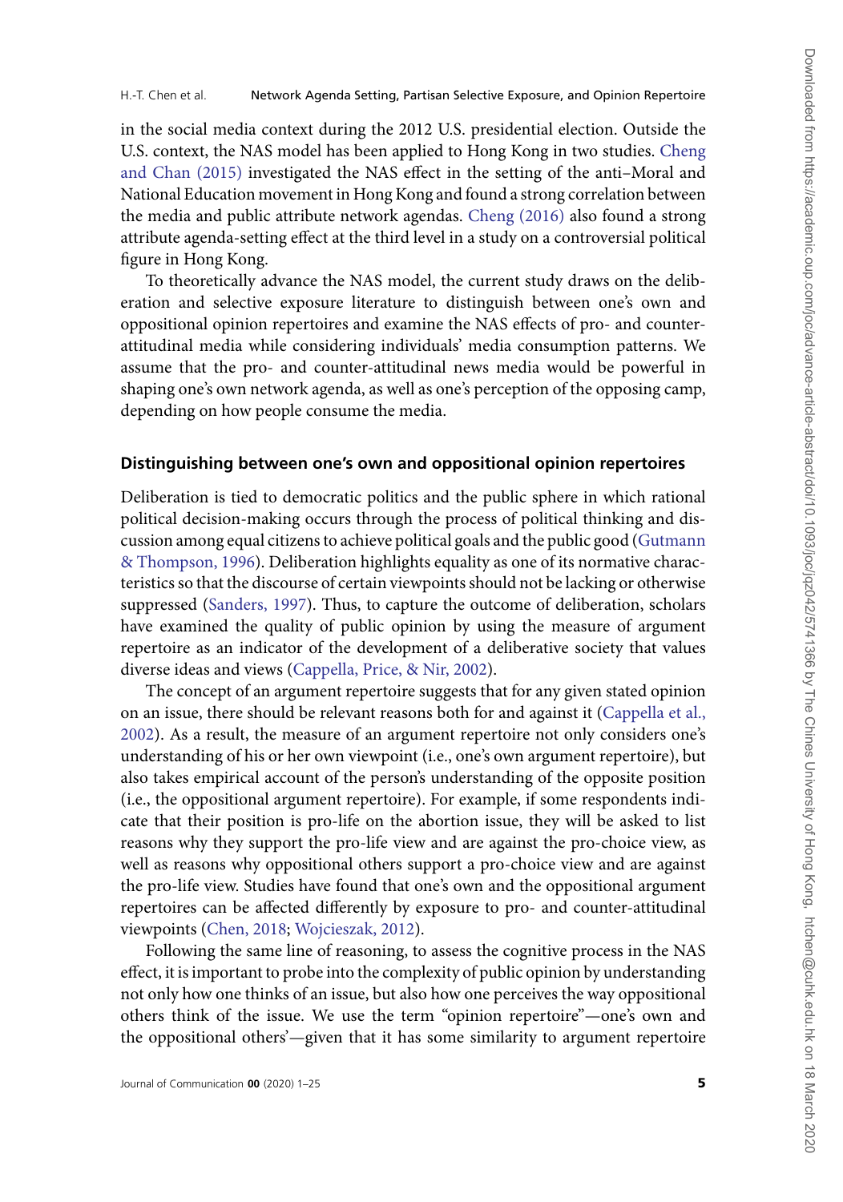in the social media context during the 2012 U.S. presidential election. Outside the U.S. context, the NAS model has been applied to Hong Kong in two studies. Cheng and Chan (2015) investigated the NAS effect in the setting of the anti–Moral and National Education movement in Hong Kong and found a strong correlation between the media and public attribute network agendas. Cheng (2016) also found a strong attribute agenda-setting effect at the third level in a study on a controversial political figure in Hong Kong.

To theoretically advance the NAS model, the current study draws on the deliberation and selective exposure literature to distinguish between one's own and oppositional opinion repertoires and examine the NAS effects of pro- and counter-attitudinal media while considering individuals' media consumption patterns. We assume that the pro- and counter-attitudinal news media would be powerful in shaping one's own network agenda, as well as one's perception of the opposing camp, depending on how people consume the media.

## Distinguishing between one's own and oppositional opinion repertoires

Deliberation is tied to democratic politics and the public sphere in which rational political decision-making occurs through the process of political thinking and discussion among equal citizens to achieve political goals and the public good (Gutmann & Thompson, 1996). Deliberation highlights equality as one of its normative characteristics so that the discourse of certain viewpoints should not be lacking or otherwise suppressed (Sanders, 1997). Thus, to capture the outcome of deliberation, scholars have examined the quality of public opinion by using the measure of argument repertoire as an indicator of the development of a deliberative society that values diverse ideas and views (Cappella, Price, & Nir, 2002).

The concept of an argument repertoire suggests that for any given stated opinion on an issue, there should be relevant reasons both for and against it (Cappella et al., 2002). As a result, the measure of an argument repertoire not only considers one's understanding of his or her own viewpoint (i.e., one's own argument repertoire), but also takes empirical account of the person's understanding of the opposite position (i.e., the oppositional argument repertoire). For example, if some respondents indicate that their position is pro-life on the abortion issue, they will be asked to list reasons why they support the pro-life view and are against the pro-choice view, as well as reasons why oppositional others support a pro-choice view and are against the pro-life view. Studies have found that one's own and the oppositional argument repertoires can be affected differently by exposure to pro- and counter-attitudinal viewpoints (Chen, 2018; Wojcieszak, 2012).

Following the same line of reasoning, to assess the cognitive process in the NAS effect, it is important to probe into the complexity of public opinion by understanding not only how one thinks of an issue, but also how one perceives the way oppositional others think of the issue. We use the term "opinion repertoire"—one's own and the oppositional others'—given that it has some similarity to argument repertoire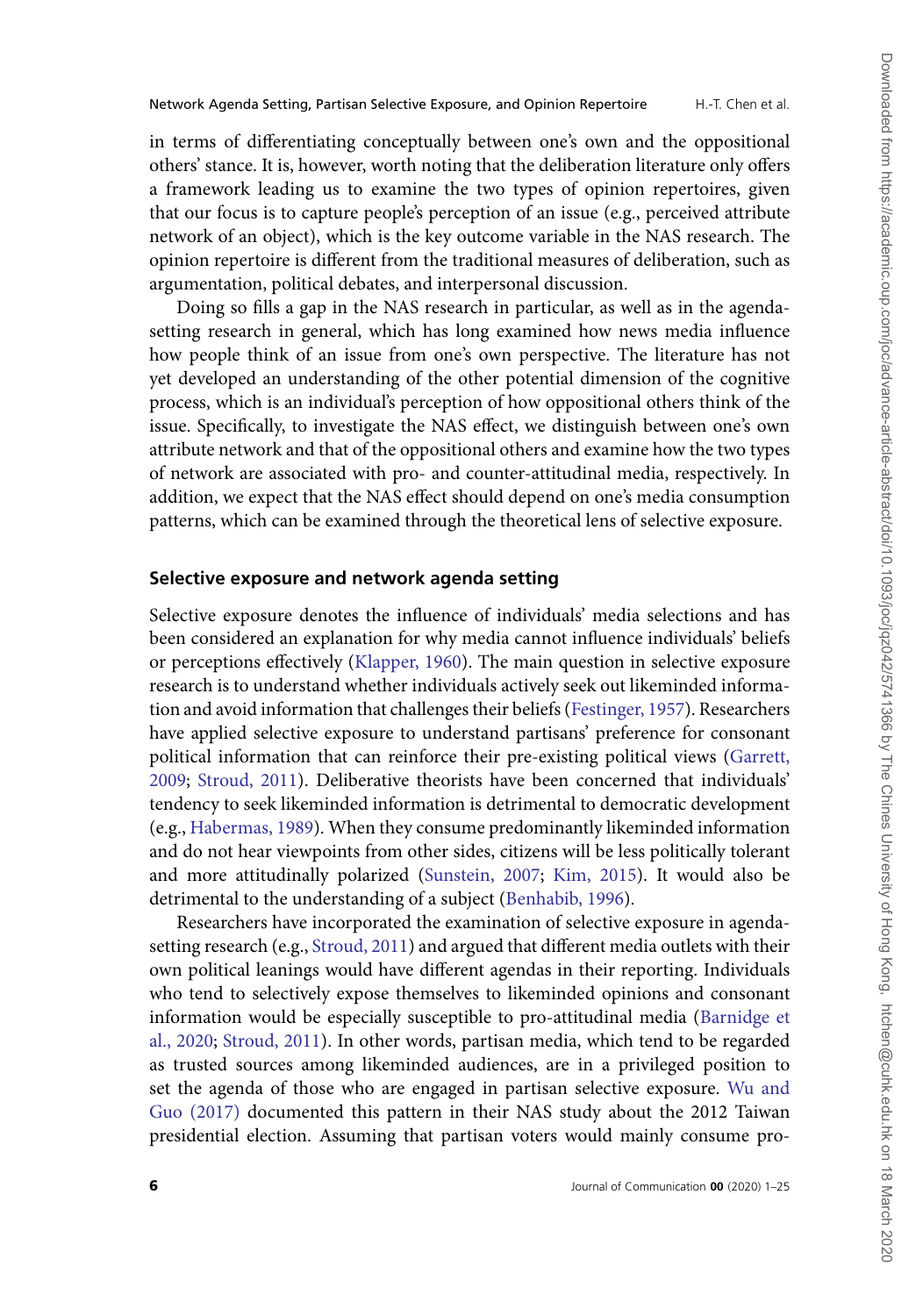in terms of differentiating conceptually between one's own and the oppositional others' stance. It is, however, worth noting that the deliberation literature only offers a framework leading us to examine the two types of opinion repertoires, given that our focus is to capture people's perception of an issue (e.g., perceived attribute network of an object), which is the key outcome variable in the NAS research. The opinion repertoire is different from the traditional measures of deliberation, such as argumentation, political debates, and interpersonal discussion.

Doing so fills a gap in the NAS research in particular, as well as in the agenda-setting research in general, which has long examined how news media influence how people think of an issue from one's own perspective. The literature has not yet developed an understanding of the other potential dimension of the cognitive process, which is an individual's perception of how oppositional others think of the issue. Specifically, to investigate the NAS effect, we distinguish between one's own attribute network and that of the oppositional others and examine how the two types of network are associated with pro- and counter-attitudinal media, respectively. In addition, we expect that the NAS effect should depend on one's media consumption patterns, which can be examined through the theoretical lens of selective exposure.

## Selective exposure and network agenda setting

Selective exposure denotes the influence of individuals' media selections and has been considered an explanation for why media cannot influence individuals' beliefs or perceptions effectively (Klapper, 1960). The main question in selective exposure research is to understand whether individuals actively seek out likeminded information and avoid information that challenges their beliefs (Festinger, 1957). Researchers have applied selective exposure to understand partisans' preference for consonant political information that can reinforce their pre-existing political views (Garrett, 2009; Stroud, 2011). Deliberative theorists have been concerned that individuals' tendency to seek likeminded information is detrimental to democratic development (e.g., Habermas, 1989). When they consume predominantly likeminded information and do not hear viewpoints from other sides, citizens will be less politically tolerant and more attitudinally polarized (Sunstein, 2007; Kim, 2015). It would also be detrimental to the understanding of a subject (Benhabib, 1996).

Researchers have incorporated the examination of selective exposure in agenda-setting research (e.g., Stroud, 2011) and argued that different media outlets with their own political leanings would have different agendas in their reporting. Individuals who tend to selectively expose themselves to likeminded opinions and consonant information would be especially susceptible to pro-attitudinal media (Barnidge et al., 2020; Stroud, 2011). In other words, partisan media, which tend to be regarded as trusted sources among likeminded audiences, are in a privileged position to set the agenda of those who are engaged in partisan selective exposure. Wu and Guo (2017) documented this pattern in their NAS study about the 2012 Taiwan presidential election. Assuming that partisan voters would mainly consume pro-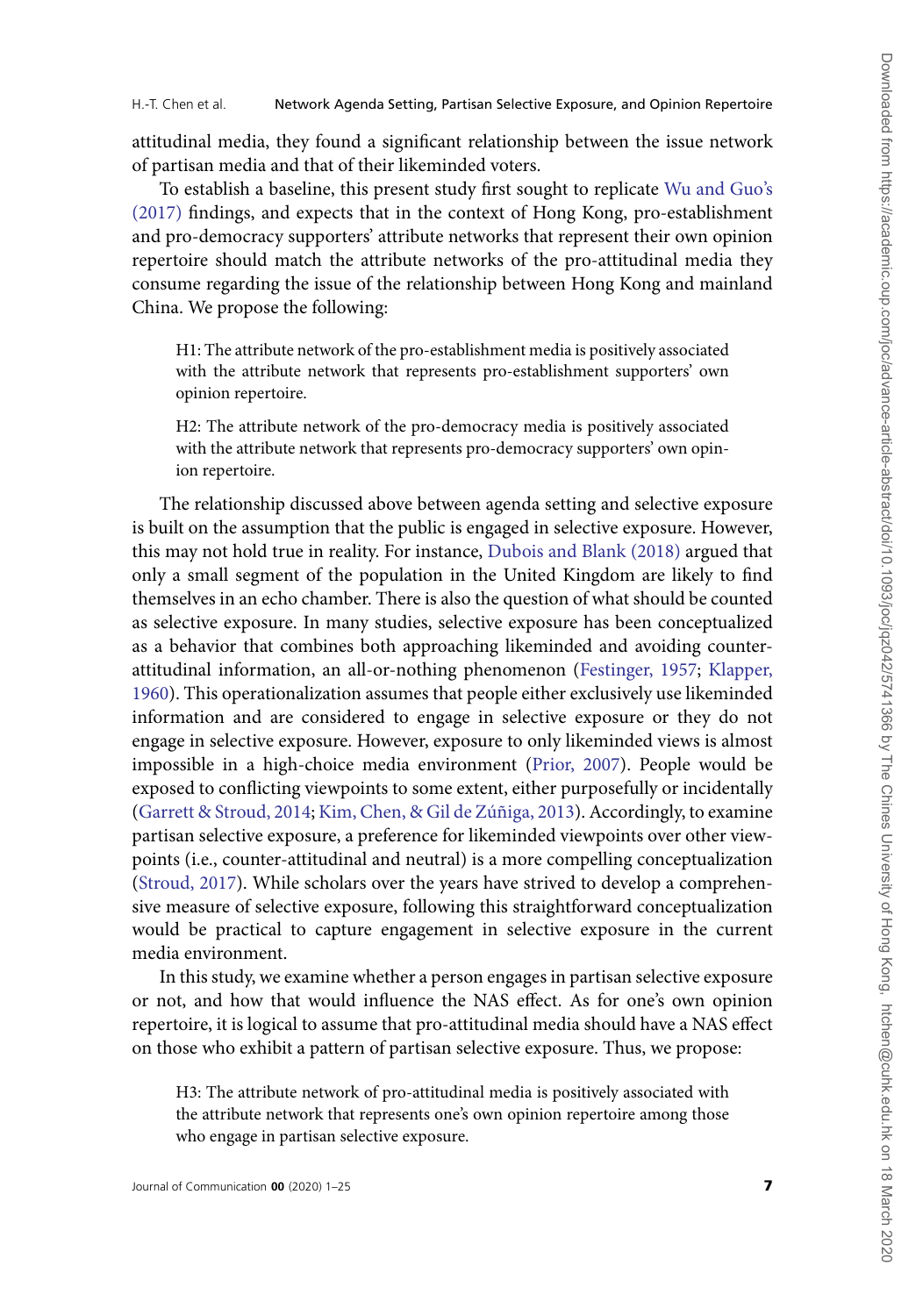attitudinal media, they found a significant relationship between the issue network of partisan media and that of their likeminded voters.

To establish a baseline, this present study first sought to replicate Wu and Guo's (2017) findings, and expects that in the context of Hong Kong, pro-establishment and pro-democracy supporters' attribute networks that represent their own opinion repertoire should match the attribute networks of the pro-attitudinal media they consume regarding the issue of the relationship between Hong Kong and mainland China. We propose the following:

> H1: The attribute network of the pro-establishment media is positively associated with the attribute network that represents pro-establishment supporters' own opinion repertoire.
>
> H2: The attribute network of the pro-democracy media is positively associated with the attribute network that represents pro-democracy supporters' own opinion repertoire.

The relationship discussed above between agenda setting and selective exposure is built on the assumption that the public is engaged in selective exposure. However, this may not hold true in reality. For instance, Dubois and Blank (2018) argued that only a small segment of the population in the United Kingdom are likely to find themselves in an echo chamber. There is also the question of what should be counted as selective exposure. In many studies, selective exposure has been conceptualized as a behavior that combines both approaching likeminded and avoiding counter-attitudinal information, an all-or-nothing phenomenon (Festinger, 1957; Klapper, 1960). This operationalization assumes that people either exclusively use likeminded information and are considered to engage in selective exposure or they do not engage in selective exposure. However, exposure to only likeminded views is almost impossible in a high-choice media environment (Prior, 2007). People would be exposed to conflicting viewpoints to some extent, either purposefully or incidentally (Garrett & Stroud, 2014; Kim, Chen, & Gil de Zúñiga, 2013). Accordingly, to examine partisan selective exposure, a preference for likeminded viewpoints over other viewpoints (i.e., counter-attitudinal and neutral) is a more compelling conceptualization (Stroud, 2017). While scholars over the years have strived to develop a comprehensive measure of selective exposure, following this straightforward conceptualization would be practical to capture engagement in selective exposure in the current media environment.

In this study, we examine whether a person engages in partisan selective exposure or not, and how that would influence the NAS effect. As for one's own opinion repertoire, it is logical to assume that pro-attitudinal media should have a NAS effect on those who exhibit a pattern of partisan selective exposure. Thus, we propose:

> H3: The attribute network of pro-attitudinal media is positively associated with the attribute network that represents one's own opinion repertoire among those who engage in partisan selective exposure.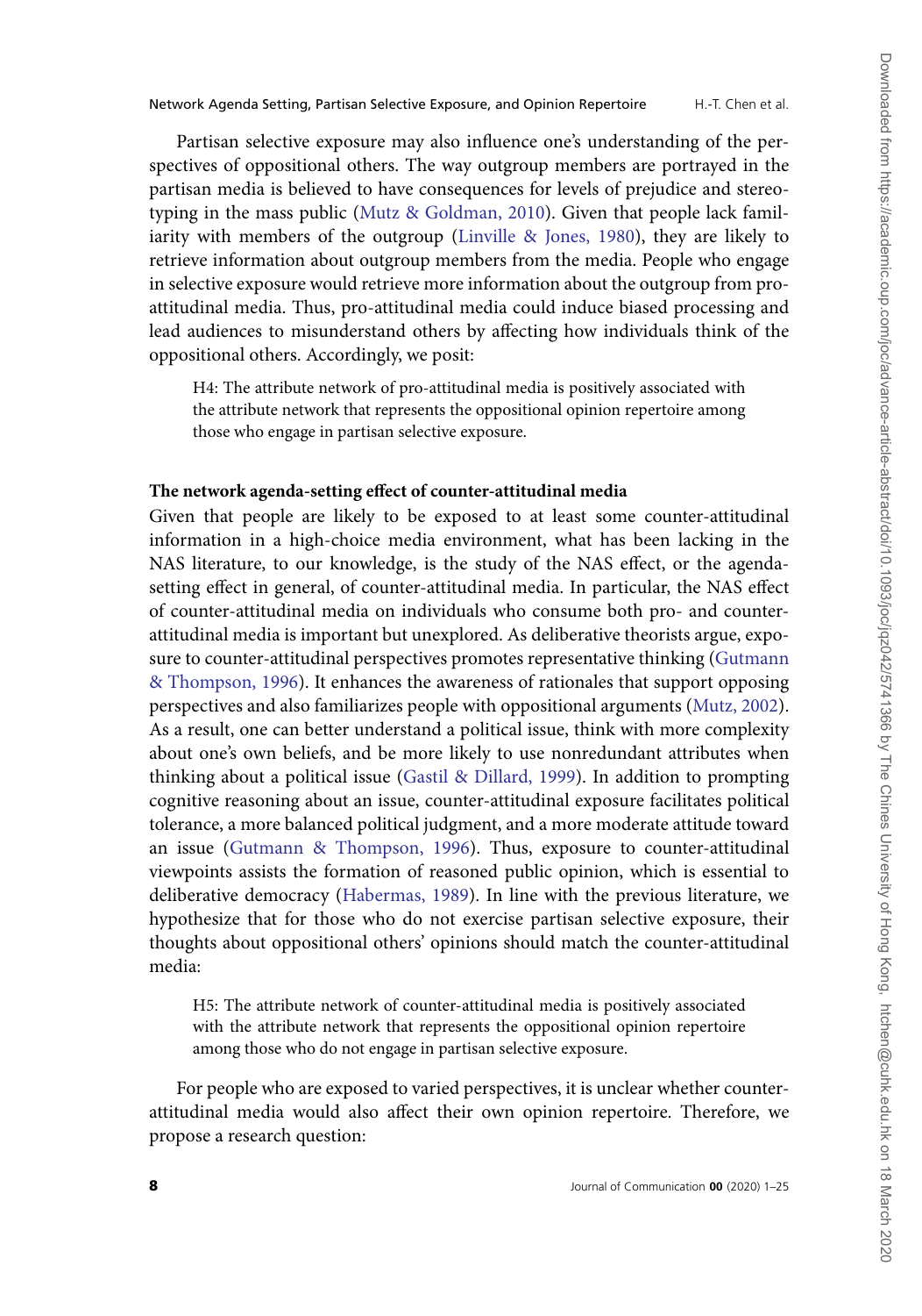Partisan selective exposure may also influence one's understanding of the perspectives of oppositional others. The way outgroup members are portrayed in the partisan media is believed to have consequences for levels of prejudice and stereotyping in the mass public (Mutz & Goldman, 2010). Given that people lack familiarity with members of the outgroup (Linville & Jones, 1980), they are likely to retrieve information about outgroup members from the media. People who engage in selective exposure would retrieve more information about the outgroup from pro-attitudinal media. Thus, pro-attitudinal media could induce biased processing and lead audiences to misunderstand others by affecting how individuals think of the oppositional others. Accordingly, we posit:

> H4: The attribute network of pro-attitudinal media is positively associated with the attribute network that represents the oppositional opinion repertoire among those who engage in partisan selective exposure.

### The network agenda-setting effect of counter-attitudinal media

Given that people are likely to be exposed to at least some counter-attitudinal information in a high-choice media environment, what has been lacking in the NAS literature, to our knowledge, is the study of the NAS effect, or the agenda-setting effect in general, of counter-attitudinal media. In particular, the NAS effect of counter-attitudinal media on individuals who consume both pro- and counter-attitudinal media is important but unexplored. As deliberative theorists argue, exposure to counter-attitudinal perspectives promotes representative thinking (Gutmann & Thompson, 1996). It enhances the awareness of rationales that support opposing perspectives and also familiarizes people with oppositional arguments (Mutz, 2002). As a result, one can better understand a political issue, think with more complexity about one's own beliefs, and be more likely to use nonredundant attributes when thinking about a political issue (Gastil & Dillard, 1999). In addition to prompting cognitive reasoning about an issue, counter-attitudinal exposure facilitates political tolerance, a more balanced political judgment, and a more moderate attitude toward an issue (Gutmann & Thompson, 1996). Thus, exposure to counter-attitudinal viewpoints assists the formation of reasoned public opinion, which is essential to deliberative democracy (Habermas, 1989). In line with the previous literature, we hypothesize that for those who do not exercise partisan selective exposure, their thoughts about oppositional others' opinions should match the counter-attitudinal media:

> H5: The attribute network of counter-attitudinal media is positively associated with the attribute network that represents the oppositional opinion repertoire among those who do not engage in partisan selective exposure.

For people who are exposed to varied perspectives, it is unclear whether counter-attitudinal media would also affect their own opinion repertoire. Therefore, we propose a research question: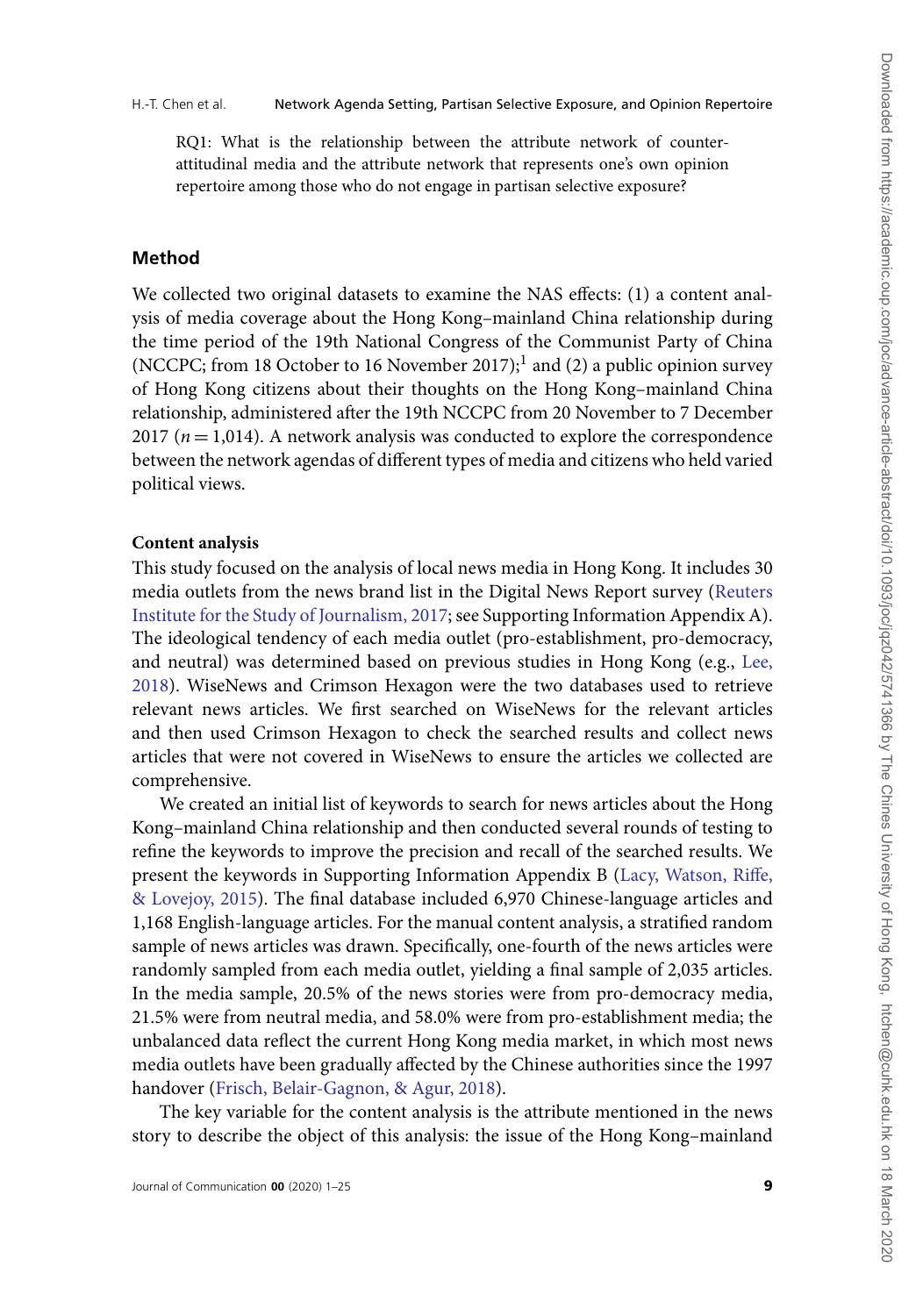RQ1: What is the relationship between the attribute network of counter-attitudinal media and the attribute network that represents one's own opinion repertoire among those who do not engage in partisan selective exposure?

## Method

We collected two original datasets to examine the NAS effects: (1) a content analysis of media coverage about the Hong Kong–mainland China relationship during the time period of the 19th National Congress of the Communist Party of China (NCCPC; from 18 October to 16 November 2017);[1] and (2) a public opinion survey of Hong Kong citizens about their thoughts on the Hong Kong–mainland China relationship, administered after the 19th NCCPC from 20 November to 7 December 2017 ($n = 1,014$). A network analysis was conducted to explore the correspondence between the network agendas of different types of media and citizens who held varied political views.

### Content analysis

This study focused on the analysis of local news media in Hong Kong. It includes 30 media outlets from the news brand list in the Digital News Report survey (Reuters Institute for the Study of Journalism, 2017; see Supporting Information Appendix A). The ideological tendency of each media outlet (pro-establishment, pro-democracy, and neutral) was determined based on previous studies in Hong Kong (e.g., Lee, 2018). WiseNews and Crimson Hexagon were the two databases used to retrieve relevant news articles. We first searched on WiseNews for the relevant articles and then used Crimson Hexagon to check the searched results and collect news articles that were not covered in WiseNews to ensure the articles we collected are comprehensive.

We created an initial list of keywords to search for news articles about the Hong Kong–mainland China relationship and then conducted several rounds of testing to refine the keywords to improve the precision and recall of the searched results. We present the keywords in Supporting Information Appendix B (Lacy, Watson, Riffe, & Lovejoy, 2015). The final database included 6,970 Chinese-language articles and 1,168 English-language articles. For the manual content analysis, a stratified random sample of news articles was drawn. Specifically, one-fourth of the news articles were randomly sampled from each media outlet, yielding a final sample of 2,035 articles. In the media sample, 20.5% of the news stories were from pro-democracy media, 21.5% were from neutral media, and 58.0% were from pro-establishment media; the unbalanced data reflect the current Hong Kong media market, in which most news media outlets have been gradually affected by the Chinese authorities since the 1997 handover (Frisch, Belair-Gagnon, & Agur, 2018).

The key variable for the content analysis is the attribute mentioned in the news story to describe the object of this analysis: the issue of the Hong Kong–mainland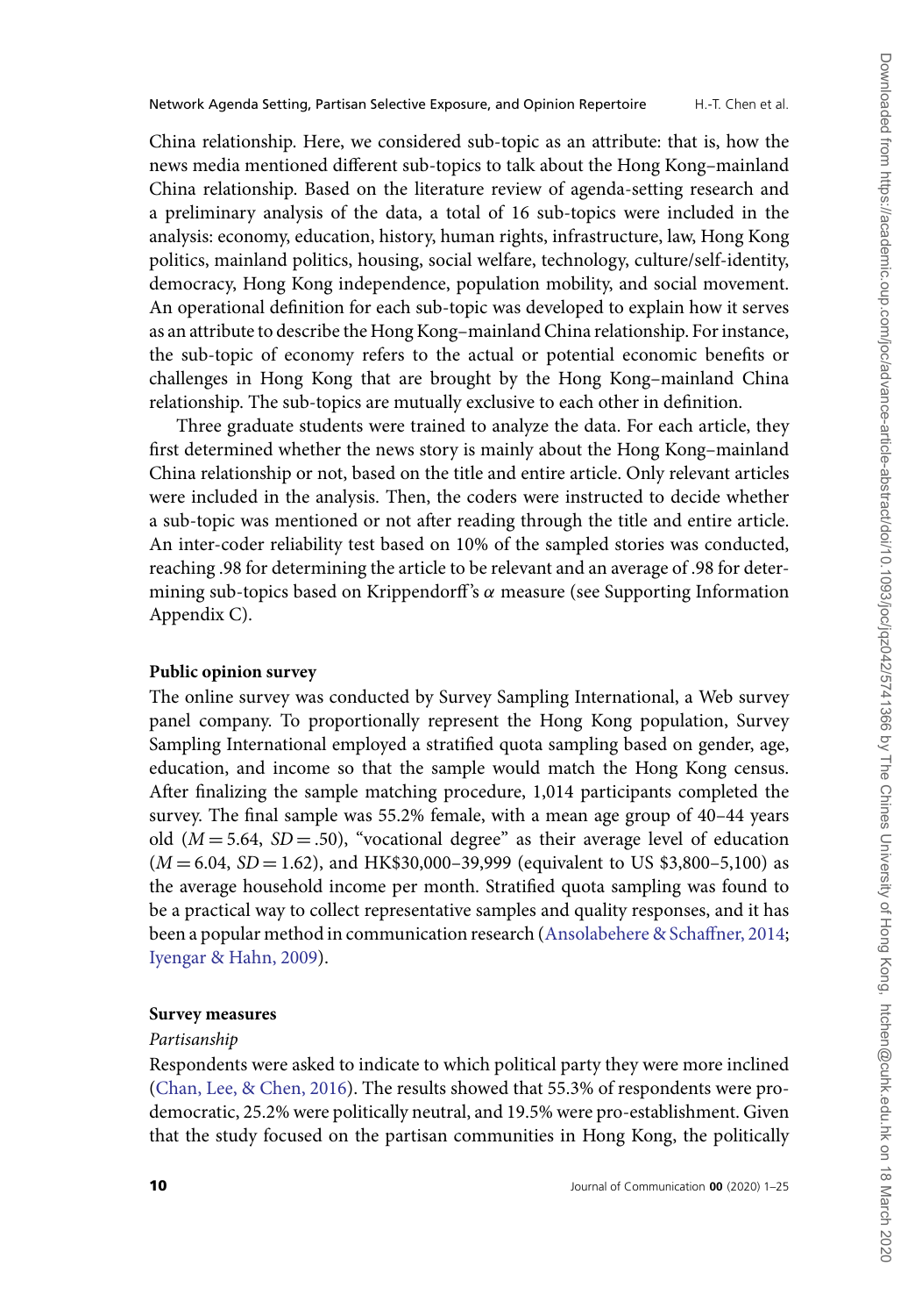China relationship. Here, we considered sub-topic as an attribute: that is, how the news media mentioned different sub-topics to talk about the Hong Kong–mainland China relationship. Based on the literature review of agenda-setting research and a preliminary analysis of the data, a total of 16 sub-topics were included in the analysis: economy, education, history, human rights, infrastructure, law, Hong Kong politics, mainland politics, housing, social welfare, technology, culture/self-identity, democracy, Hong Kong independence, population mobility, and social movement. An operational definition for each sub-topic was developed to explain how it serves as an attribute to describe the Hong Kong–mainland China relationship. For instance, the sub-topic of economy refers to the actual or potential economic benefits or challenges in Hong Kong that are brought by the Hong Kong–mainland China relationship. The sub-topics are mutually exclusive to each other in definition.

Three graduate students were trained to analyze the data. For each article, they first determined whether the news story is mainly about the Hong Kong–mainland China relationship or not, based on the title and entire article. Only relevant articles were included in the analysis. Then, the coders were instructed to decide whether a sub-topic was mentioned or not after reading through the title and entire article. An inter-coder reliability test based on 10% of the sampled stories was conducted, reaching .98 for determining the article to be relevant and an average of .98 for determining sub-topics based on Krippendorff's $\alpha$ measure (see Supporting Information Appendix C).

**Public opinion survey**

The online survey was conducted by Survey Sampling International, a Web survey panel company. To proportionally represent the Hong Kong population, Survey Sampling International employed a stratified quota sampling based on gender, age, education, and income so that the sample would match the Hong Kong census. After finalizing the sample matching procedure, 1,014 participants completed the survey. The final sample was 55.2% female, with a mean age group of 40–44 years old ($M = 5.64$, $SD = .50$), "vocational degree" as their average level of education ($M = 6.04$, $SD = 1.62$), and HK$30,000–39,999 (equivalent to US $3,800–5,100) as the average household income per month. Stratified quota sampling was found to be a practical way to collect representative samples and quality responses, and it has been a popular method in communication research (Ansolabehere & Schaffner, 2014; Iyengar & Hahn, 2009).

**Survey measures**

*Partisanship*

Respondents were asked to indicate to which political party they were more inclined (Chan, Lee, & Chen, 2016). The results showed that 55.3% of respondents were pro-democratic, 25.2% were politically neutral, and 19.5% were pro-establishment. Given that the study focused on the partisan communities in Hong Kong, the politically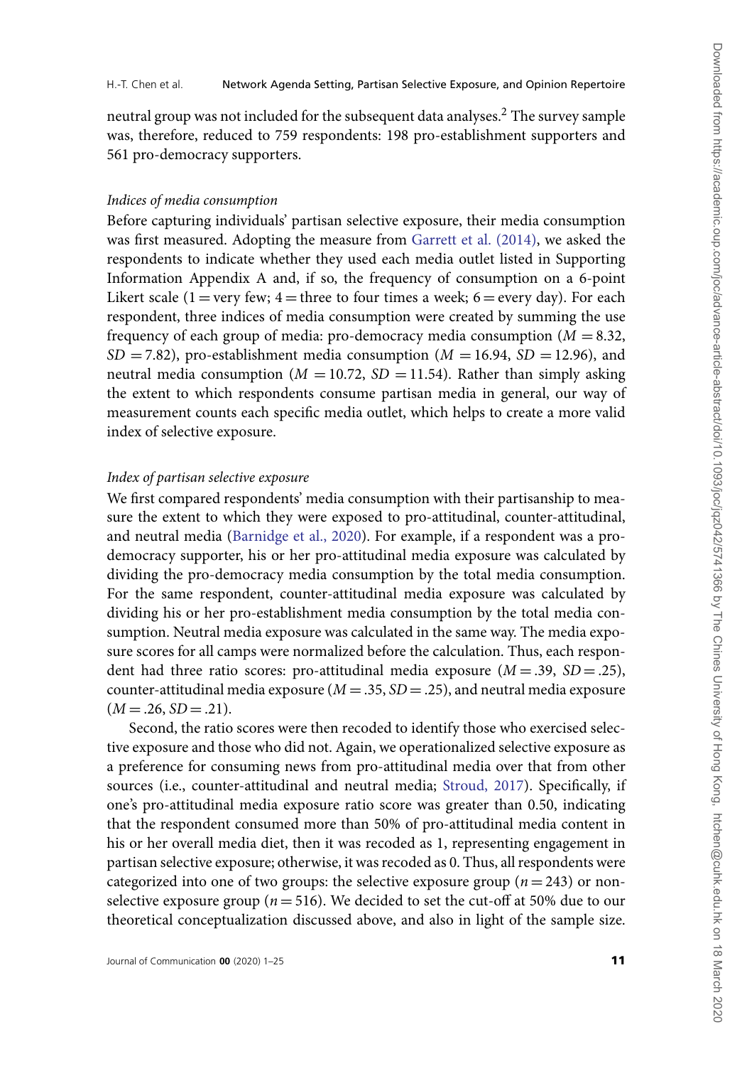neutral group was not included for the subsequent data analyses.[2] The survey sample was, therefore, reduced to 759 respondents: 198 pro-establishment supporters and 561 pro-democracy supporters.

*Indices of media consumption*

Before capturing individuals' partisan selective exposure, their media consumption was first measured. Adopting the measure from Garrett et al. (2014), we asked the respondents to indicate whether they used each media outlet listed in Supporting Information Appendix A and, if so, the frequency of consumption on a 6-point Likert scale (1 = very few; 4 = three to four times a week; 6 = every day). For each respondent, three indices of media consumption were created by summing the use frequency of each group of media: pro-democracy media consumption ($M = 8.32$, $SD = 7.82$), pro-establishment media consumption ($M = 16.94$, $SD = 12.96$), and neutral media consumption ($M = 10.72$, $SD = 11.54$). Rather than simply asking the extent to which respondents consume partisan media in general, our way of measurement counts each specific media outlet, which helps to create a more valid index of selective exposure.

*Index of partisan selective exposure*

We first compared respondents' media consumption with their partisanship to measure the extent to which they were exposed to pro-attitudinal, counter-attitudinal, and neutral media (Barnidge et al., 2020). For example, if a respondent was a pro-democracy supporter, his or her pro-attitudinal media exposure was calculated by dividing the pro-democracy media consumption by the total media consumption. For the same respondent, counter-attitudinal media exposure was calculated by dividing his or her pro-establishment media consumption by the total media consumption. Neutral media exposure was calculated in the same way. The media exposure scores for all camps were normalized before the calculation. Thus, each respondent had three ratio scores: pro-attitudinal media exposure ($M = .39$, $SD = .25$), counter-attitudinal media exposure ($M = .35$, $SD = .25$), and neutral media exposure ($M = .26$, $SD = .21$).

Second, the ratio scores were then recoded to identify those who exercised selective exposure and those who did not. Again, we operationalized selective exposure as a preference for consuming news from pro-attitudinal media over that from other sources (i.e., counter-attitudinal and neutral media; Stroud, 2017). Specifically, if one's pro-attitudinal media exposure ratio score was greater than 0.50, indicating that the respondent consumed more than 50% of pro-attitudinal media content in his or her overall media diet, then it was recoded as 1, representing engagement in partisan selective exposure; otherwise, it was recoded as 0. Thus, all respondents were categorized into one of two groups: the selective exposure group ($n = 243$) or non-selective exposure group ($n = 516$). We decided to set the cut-off at 50% due to our theoretical conceptualization discussed above, and also in light of the sample size.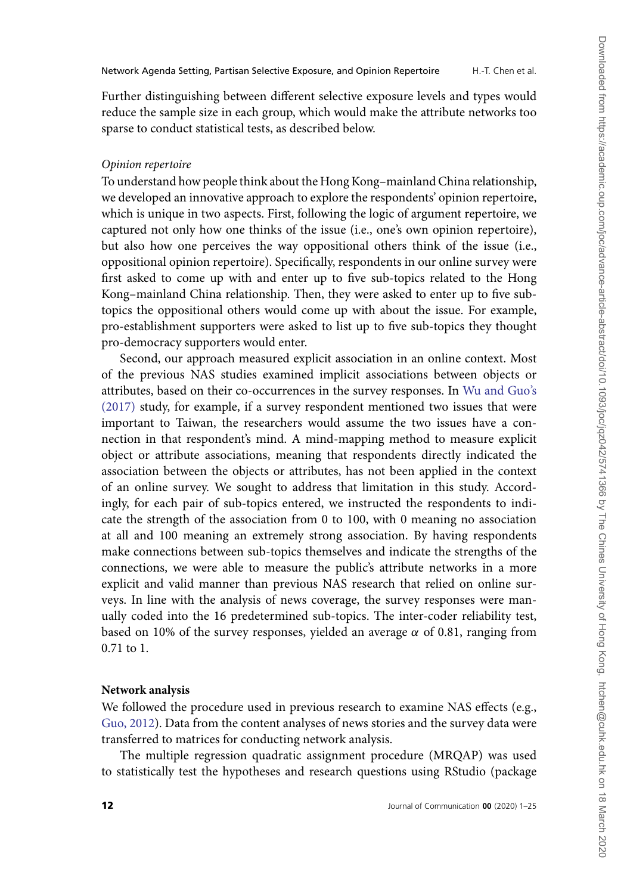Further distinguishing between different selective exposure levels and types would reduce the sample size in each group, which would make the attribute networks too sparse to conduct statistical tests, as described below.

*Opinion repertoire*

To understand how people think about the Hong Kong–mainland China relationship, we developed an innovative approach to explore the respondents' opinion repertoire, which is unique in two aspects. First, following the logic of argument repertoire, we captured not only how one thinks of the issue (i.e., one's own opinion repertoire), but also how one perceives the way oppositional others think of the issue (i.e., oppositional opinion repertoire). Specifically, respondents in our online survey were first asked to come up with and enter up to five sub-topics related to the Hong Kong–mainland China relationship. Then, they were asked to enter up to five sub-topics the oppositional others would come up with about the issue. For example, pro-establishment supporters were asked to list up to five sub-topics they thought pro-democracy supporters would enter.

Second, our approach measured explicit association in an online context. Most of the previous NAS studies examined implicit associations between objects or attributes, based on their co-occurrences in the survey responses. In Wu and Guo's (2017) study, for example, if a survey respondent mentioned two issues that were important to Taiwan, the researchers would assume the two issues have a connection in that respondent's mind. A mind-mapping method to measure explicit object or attribute associations, meaning that respondents directly indicated the association between the objects or attributes, has not been applied in the context of an online survey. We sought to address that limitation in this study. Accordingly, for each pair of sub-topics entered, we instructed the respondents to indicate the strength of the association from 0 to 100, with 0 meaning no association at all and 100 meaning an extremely strong association. By having respondents make connections between sub-topics themselves and indicate the strengths of the connections, we were able to measure the public's attribute networks in a more explicit and valid manner than previous NAS research that relied on online surveys. In line with the analysis of news coverage, the survey responses were manually coded into the 16 predetermined sub-topics. The inter-coder reliability test, based on 10% of the survey responses, yielded an average $\alpha$ of 0.81, ranging from 0.71 to 1.

**Network analysis**

We followed the procedure used in previous research to examine NAS effects (e.g., Guo, 2012). Data from the content analyses of news stories and the survey data were transferred to matrices for conducting network analysis.

The multiple regression quadratic assignment procedure (MRQAP) was used to statistically test the hypotheses and research questions using RStudio (package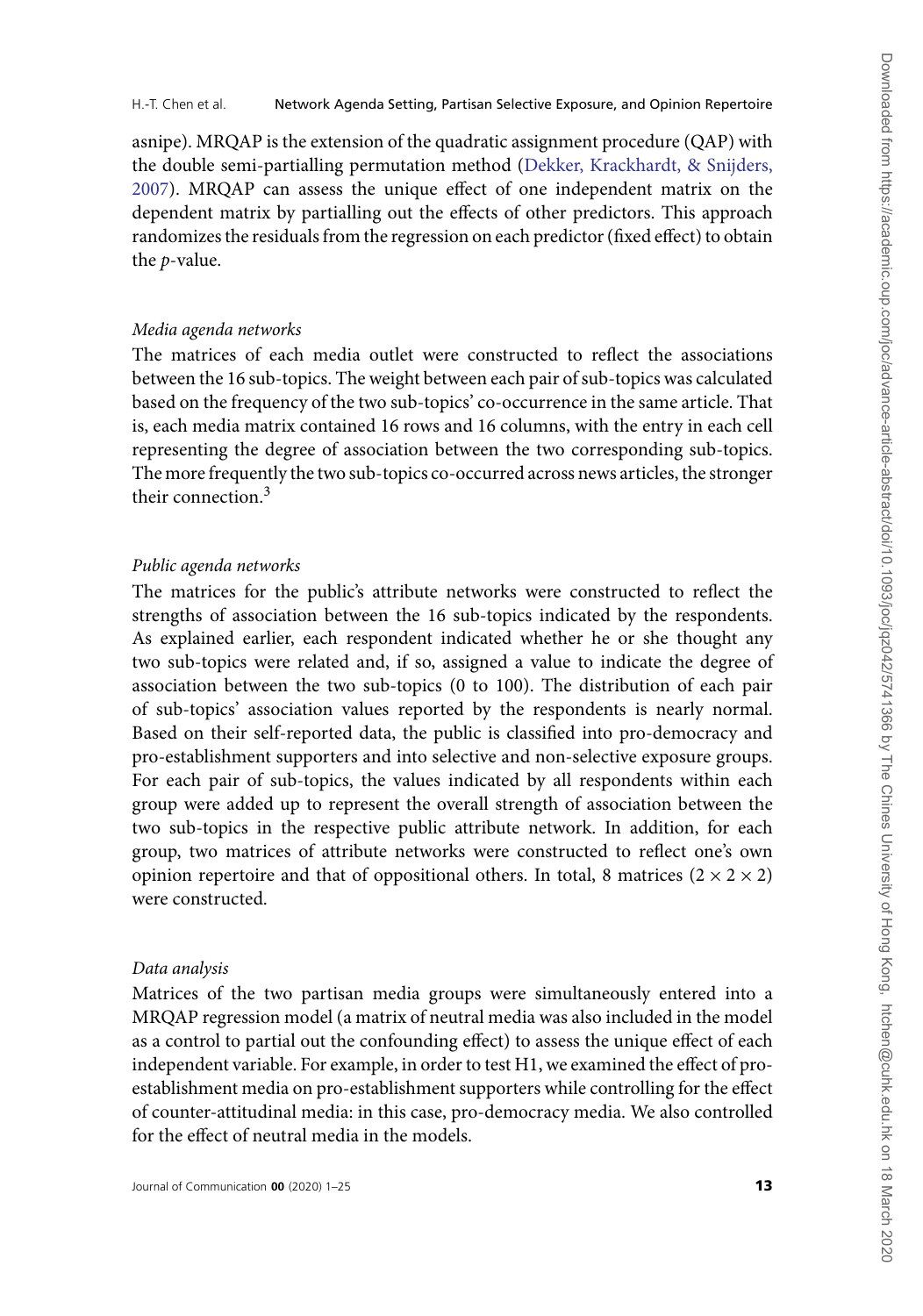asnipe). MRQAP is the extension of the quadratic assignment procedure (QAP) with the double semi-partialling permutation method (Dekker, Krackhardt, & Snijders, 2007). MRQAP can assess the unique effect of one independent matrix on the dependent matrix by partialling out the effects of other predictors. This approach randomizes the residuals from the regression on each predictor (fixed effect) to obtain the *p*-value.

*Media agenda networks*

The matrices of each media outlet were constructed to reflect the associations between the 16 sub-topics. The weight between each pair of sub-topics was calculated based on the frequency of the two sub-topics' co-occurrence in the same article. That is, each media matrix contained 16 rows and 16 columns, with the entry in each cell representing the degree of association between the two corresponding sub-topics. The more frequently the two sub-topics co-occurred across news articles, the stronger their connection.[3]

*Public agenda networks*

The matrices for the public's attribute networks were constructed to reflect the strengths of association between the 16 sub-topics indicated by the respondents. As explained earlier, each respondent indicated whether he or she thought any two sub-topics were related and, if so, assigned a value to indicate the degree of association between the two sub-topics (0 to 100). The distribution of each pair of sub-topics' association values reported by the respondents is nearly normal. Based on their self-reported data, the public is classified into pro-democracy and pro-establishment supporters and into selective and non-selective exposure groups. For each pair of sub-topics, the values indicated by all respondents within each group were added up to represent the overall strength of association between the two sub-topics in the respective public attribute network. In addition, for each group, two matrices of attribute networks were constructed to reflect one's own opinion repertoire and that of oppositional others. In total, 8 matrices ($2 \times 2 \times 2$) were constructed.

*Data analysis*

Matrices of the two partisan media groups were simultaneously entered into a MRQAP regression model (a matrix of neutral media was also included in the model as a control to partial out the confounding effect) to assess the unique effect of each independent variable. For example, in order to test H1, we examined the effect of pro-establishment media on pro-establishment supporters while controlling for the effect of counter-attitudinal media: in this case, pro-democracy media. We also controlled for the effect of neutral media in the models.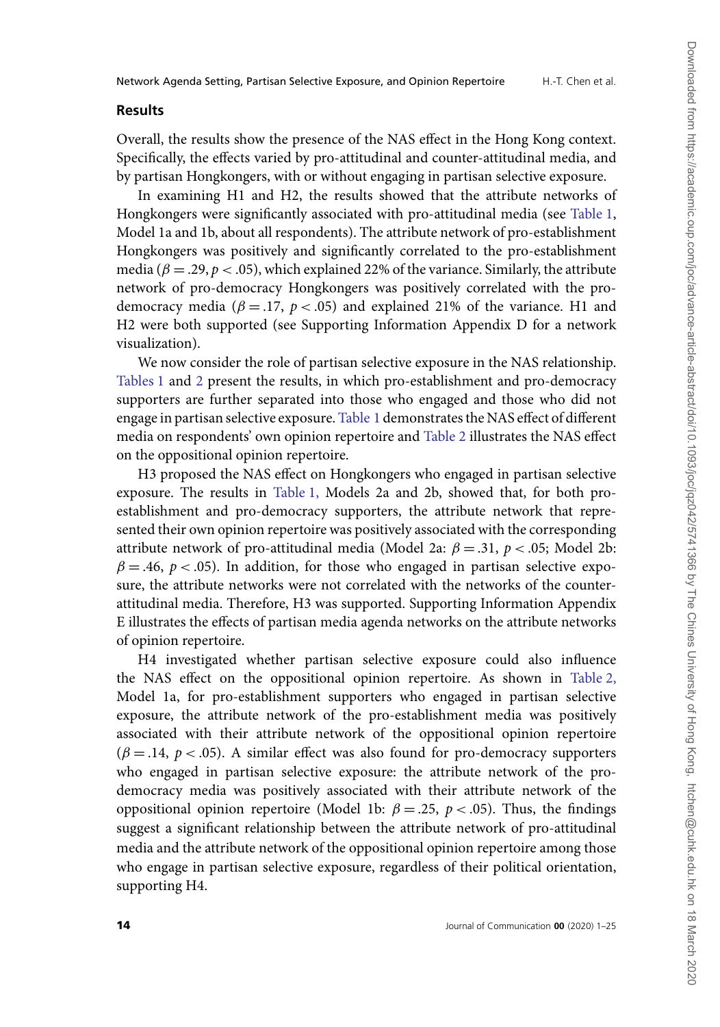## Results

Overall, the results show the presence of the NAS effect in the Hong Kong context. Specifically, the effects varied by pro-attitudinal and counter-attitudinal media, and by partisan Hongkongers, with or without engaging in partisan selective exposure.

In examining H1 and H2, the results showed that the attribute networks of Hongkongers were significantly associated with pro-attitudinal media (see Table 1, Model 1a and 1b, about all respondents). The attribute network of pro-establishment Hongkongers was positively and significantly correlated to the pro-establishment media ($\beta = .29, p < .05$), which explained 22% of the variance. Similarly, the attribute network of pro-democracy Hongkongers was positively correlated with the pro-democracy media ($\beta = .17$, $p < .05$) and explained 21% of the variance. H1 and H2 were both supported (see Supporting Information Appendix D for a network visualization).

We now consider the role of partisan selective exposure in the NAS relationship. Tables 1 and 2 present the results, in which pro-establishment and pro-democracy supporters are further separated into those who engaged and those who did not engage in partisan selective exposure. Table 1 demonstrates the NAS effect of different media on respondents' own opinion repertoire and Table 2 illustrates the NAS effect on the oppositional opinion repertoire.

H3 proposed the NAS effect on Hongkongers who engaged in partisan selective exposure. The results in Table 1, Models 2a and 2b, showed that, for both pro-establishment and pro-democracy supporters, the attribute network that represented their own opinion repertoire was positively associated with the corresponding attribute network of pro-attitudinal media (Model 2a: $\beta = .31$, $p < .05$; Model 2b: $\beta = .46$, $p < .05$). In addition, for those who engaged in partisan selective exposure, the attribute networks were not correlated with the networks of the counter-attitudinal media. Therefore, H3 was supported. Supporting Information Appendix E illustrates the effects of partisan media agenda networks on the attribute networks of opinion repertoire.

H4 investigated whether partisan selective exposure could also influence the NAS effect on the oppositional opinion repertoire. As shown in Table 2, Model 1a, for pro-establishment supporters who engaged in partisan selective exposure, the attribute network of the pro-establishment media was positively associated with their attribute network of the oppositional opinion repertoire ($\beta = .14$, $p < .05$). A similar effect was also found for pro-democracy supporters who engaged in partisan selective exposure: the attribute network of the pro-democracy media was positively associated with their attribute network of the oppositional opinion repertoire (Model 1b: $\beta = .25$, $p < .05$). Thus, the findings suggest a significant relationship between the attribute network of pro-attitudinal media and the attribute network of the oppositional opinion repertoire among those who engage in partisan selective exposure, regardless of their political orientation, supporting H4.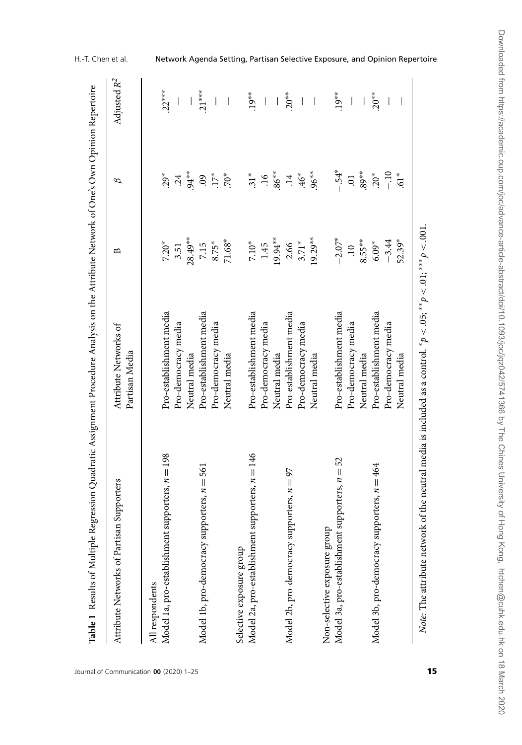**Table 1** Results of Multiple Regression Quadratic Assignment Procedure Analysis on the Attribute Network of One's Own Opinion Repertoire

| Attribute Networks of Partisan Supporters | Attribute Networks of Partisan Media | B | $\beta$ | Adjusted $R^2$ |
|---|---|---|---|---|
| All respondents | | | | |
| Model 1a, pro-establishment supporters, $n = 198$ | Pro-establishment media | 7.20* | .29* | .22*** |
| | Pro-democracy media | 3.51 | .24 | — |
| | Neutral media | 28.49** | .94** | — |
| Model 1b, pro-democracy supporters, $n = 561$ | Pro-establishment media | 7.15 | .09 | .21*** |
| | Pro-democracy media | 8.75* | .17* | — |
| | Neutral media | 71.68* | .70* | — |
| Selective exposure group | | | | |
| Model 2a, pro-establishment supporters, $n = 146$ | Pro-establishment media | 7.10* | .31* | .19** |
| | Pro-democracy media | 1.45 | .16 | — |
| | Neutral media | 19.94** | .86** | — |
| Model 2b, pro-democracy supporters, $n = 97$ | Pro-establishment media | 2.66 | .14 | .20** |
| | Pro-democracy media | 3.71* | .46* | — |
| | Neutral media | 19.29** | .96** | — |
| Non-selective exposure group | | | | |
| Model 3a, pro-establishment supporters, $n = 52$ | Pro-establishment media | −2.07* | −.54* | .19** |
| | Pro-democracy media | .10 | .01 | — |
| | Neutral media | 8.55** | .89** | — |
| Model 3b, pro-democracy supporters, $n = 464$ | Pro-establishment media | 6.09* | .20* | .20** |
| | Pro-democracy media | −3.44 | −.10 | — |
| | Neutral media | 52.39* | .61* | — |

*Note:* The attribute network of the neutral media is included as a control. $^{*}p < .05$; $^{**}p < .01$; $^{***}p < .001$.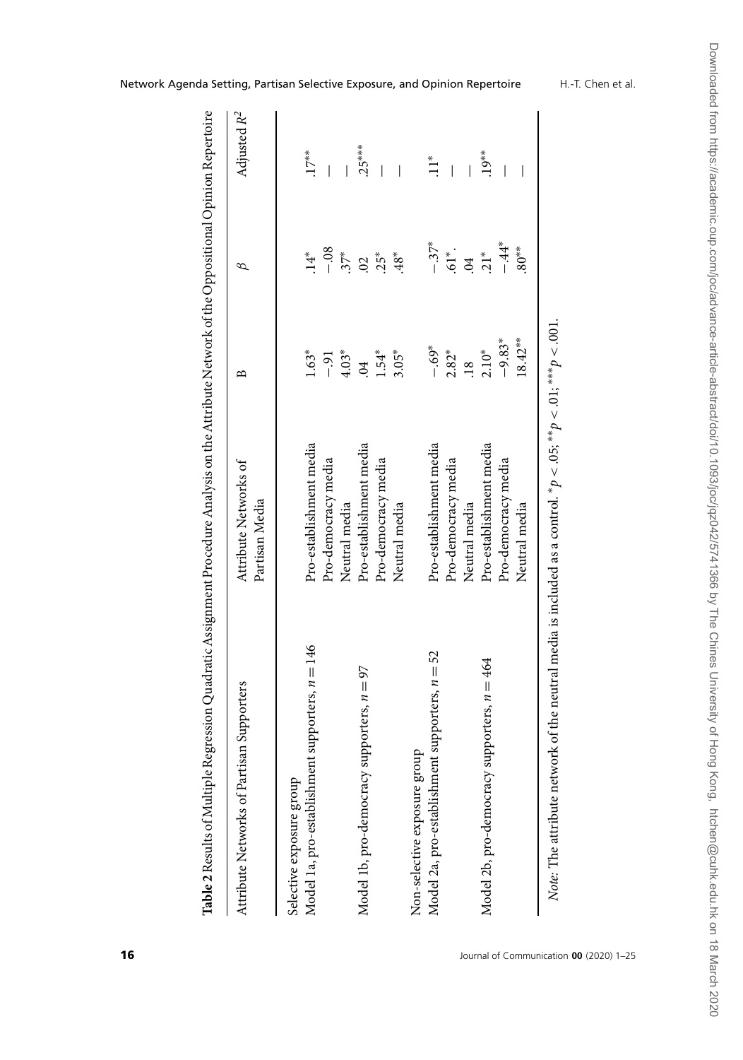**Table 2** Results of Multiple Regression Quadratic Assignment Procedure Analysis on the Attribute Network of the Oppositional Opinion Repertoire

| Attribute Networks of Partisan Supporters | Attribute Networks of Partisan Media | B | $\beta$ | Adjusted $R^2$ |
|---|---|---|---|---|
| Selective exposure group | | | | |
| Model 1a, pro-establishment supporters, $n = 146$ | Pro-establishment media | 1.63* | .14* | .17** |
| | Pro-democracy media | −.91 | −.08 | — |
| | Neutral media | 4.03* | .37* | — |
| Model 1b, pro-democracy supporters, $n = 97$ | Pro-establishment media | .04 | .02 | .25*** |
| | Pro-democracy media | 1.54* | .25* | — |
| | Neutral media | 3.05* | .48* | — |
| Non-selective exposure group | | | | |
| Model 2a, pro-establishment supporters, $n = 52$ | Pro-establishment media | −.69* | −.37* | .11* |
| | Pro-democracy media | 2.82* | .61*. | — |
| | Neutral media | .18 | .04 | — |
| Model 2b, pro-democracy supporters, $n = 464$ | Pro-establishment media | 2.10* | .21* | .19** |
| | Pro-democracy media | −9.83* | −.44* | — |
| | Neutral media | 18.42** | .80** | — |

*Note:* The attribute network of the neutral media is included as a control. $^{*}p < .05$; $^{**}p < .01$; $^{***}p < .001$.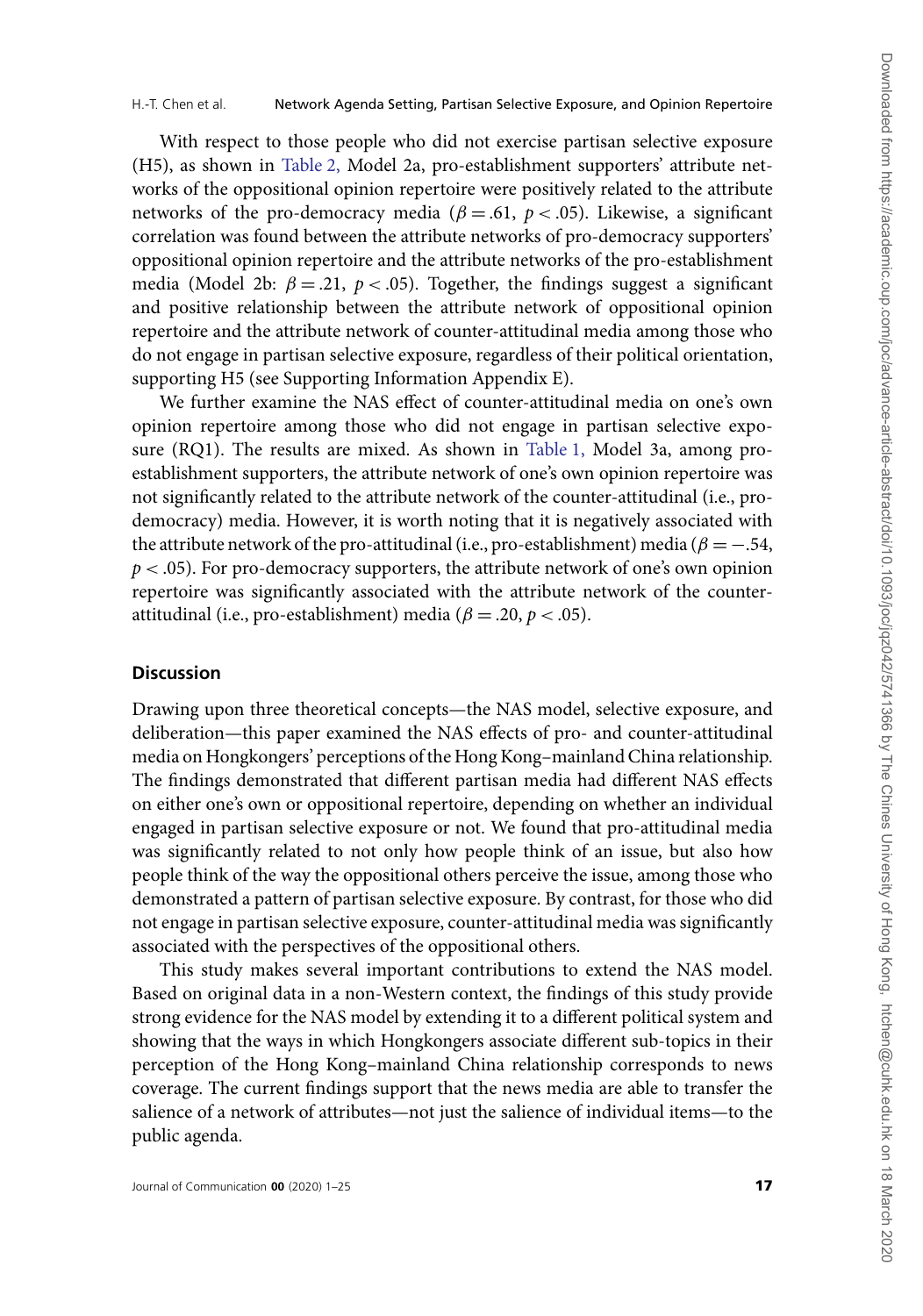With respect to those people who did not exercise partisan selective exposure (H5), as shown in Table 2, Model 2a, pro-establishment supporters' attribute networks of the oppositional opinion repertoire were positively related to the attribute networks of the pro-democracy media ($\beta = .61$, $p < .05$). Likewise, a significant correlation was found between the attribute networks of pro-democracy supporters' oppositional opinion repertoire and the attribute networks of the pro-establishment media (Model 2b: $\beta = .21$, $p < .05$). Together, the findings suggest a significant and positive relationship between the attribute network of oppositional opinion repertoire and the attribute network of counter-attitudinal media among those who do not engage in partisan selective exposure, regardless of their political orientation, supporting H5 (see Supporting Information Appendix E).

We further examine the NAS effect of counter-attitudinal media on one's own opinion repertoire among those who did not engage in partisan selective exposure (RQ1). The results are mixed. As shown in Table 1, Model 3a, among pro-establishment supporters, the attribute network of one's own opinion repertoire was not significantly related to the attribute network of the counter-attitudinal (i.e., pro-democracy) media. However, it is worth noting that it is negatively associated with the attribute network of the pro-attitudinal (i.e., pro-establishment) media ($\beta = -.54$, $p < .05$). For pro-democracy supporters, the attribute network of one's own opinion repertoire was significantly associated with the attribute network of the counter-attitudinal (i.e., pro-establishment) media ($\beta = .20$, $p < .05$).

## Discussion

Drawing upon three theoretical concepts—the NAS model, selective exposure, and deliberation—this paper examined the NAS effects of pro- and counter-attitudinal media on Hongkongers' perceptions of the Hong Kong–mainland China relationship. The findings demonstrated that different partisan media had different NAS effects on either one's own or oppositional repertoire, depending on whether an individual engaged in partisan selective exposure or not. We found that pro-attitudinal media was significantly related to not only how people think of an issue, but also how people think of the way the oppositional others perceive the issue, among those who demonstrated a pattern of partisan selective exposure. By contrast, for those who did not engage in partisan selective exposure, counter-attitudinal media was significantly associated with the perspectives of the oppositional others.

This study makes several important contributions to extend the NAS model. Based on original data in a non-Western context, the findings of this study provide strong evidence for the NAS model by extending it to a different political system and showing that the ways in which Hongkongers associate different sub-topics in their perception of the Hong Kong–mainland China relationship corresponds to news coverage. The current findings support that the news media are able to transfer the salience of a network of attributes—not just the salience of individual items—to the public agenda.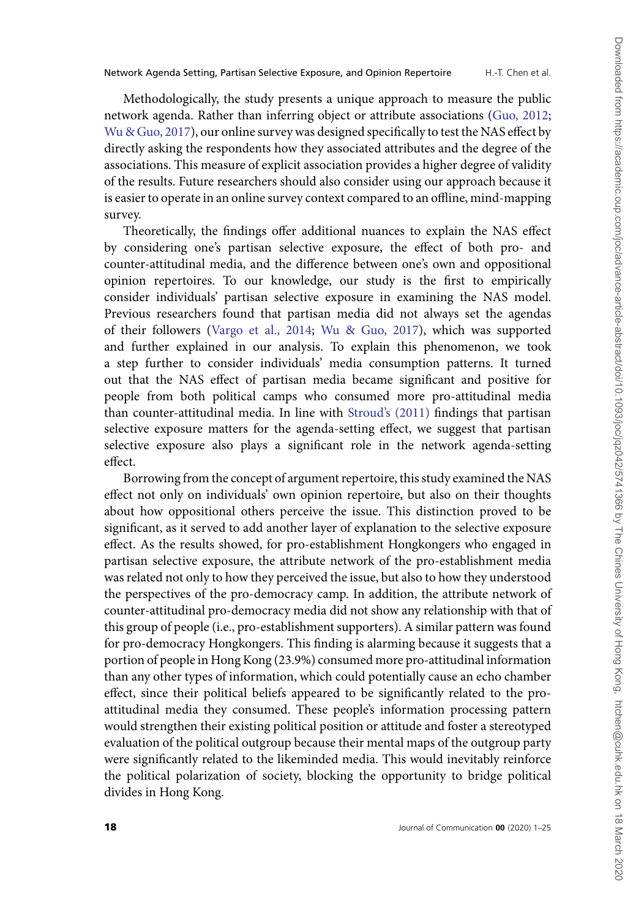Methodologically, the study presents a unique approach to measure the public network agenda. Rather than inferring object or attribute associations (Guo, 2012; Wu & Guo, 2017), our online survey was designed specifically to test the NAS effect by directly asking the respondents how they associated attributes and the degree of the associations. This measure of explicit association provides a higher degree of validity of the results. Future researchers should also consider using our approach because it is easier to operate in an online survey context compared to an offline, mind-mapping survey.

Theoretically, the findings offer additional nuances to explain the NAS effect by considering one's partisan selective exposure, the effect of both pro- and counter-attitudinal media, and the difference between one's own and oppositional opinion repertoires. To our knowledge, our study is the first to empirically consider individuals' partisan selective exposure in examining the NAS model. Previous researchers found that partisan media did not always set the agendas of their followers (Vargo et al., 2014; Wu & Guo, 2017), which was supported and further explained in our analysis. To explain this phenomenon, we took a step further to consider individuals' media consumption patterns. It turned out that the NAS effect of partisan media became significant and positive for people from both political camps who consumed more pro-attitudinal media than counter-attitudinal media. In line with Stroud's (2011) findings that partisan selective exposure matters for the agenda-setting effect, we suggest that partisan selective exposure also plays a significant role in the network agenda-setting effect.

Borrowing from the concept of argument repertoire, this study examined the NAS effect not only on individuals' own opinion repertoire, but also on their thoughts about how oppositional others perceive the issue. This distinction proved to be significant, as it served to add another layer of explanation to the selective exposure effect. As the results showed, for pro-establishment Hongkongers who engaged in partisan selective exposure, the attribute network of the pro-establishment media was related not only to how they perceived the issue, but also to how they understood the perspectives of the pro-democracy camp. In addition, the attribute network of counter-attitudinal pro-democracy media did not show any relationship with that of this group of people (i.e., pro-establishment supporters). A similar pattern was found for pro-democracy Hongkongers. This finding is alarming because it suggests that a portion of people in Hong Kong (23.9%) consumed more pro-attitudinal information than any other types of information, which could potentially cause an echo chamber effect, since their political beliefs appeared to be significantly related to the pro-attitudinal media they consumed. These people's information processing pattern would strengthen their existing political position or attitude and foster a stereotyped evaluation of the political outgroup because their mental maps of the outgroup party were significantly related to the likeminded media. This would inevitably reinforce the political polarization of society, blocking the opportunity to bridge political divides in Hong Kong.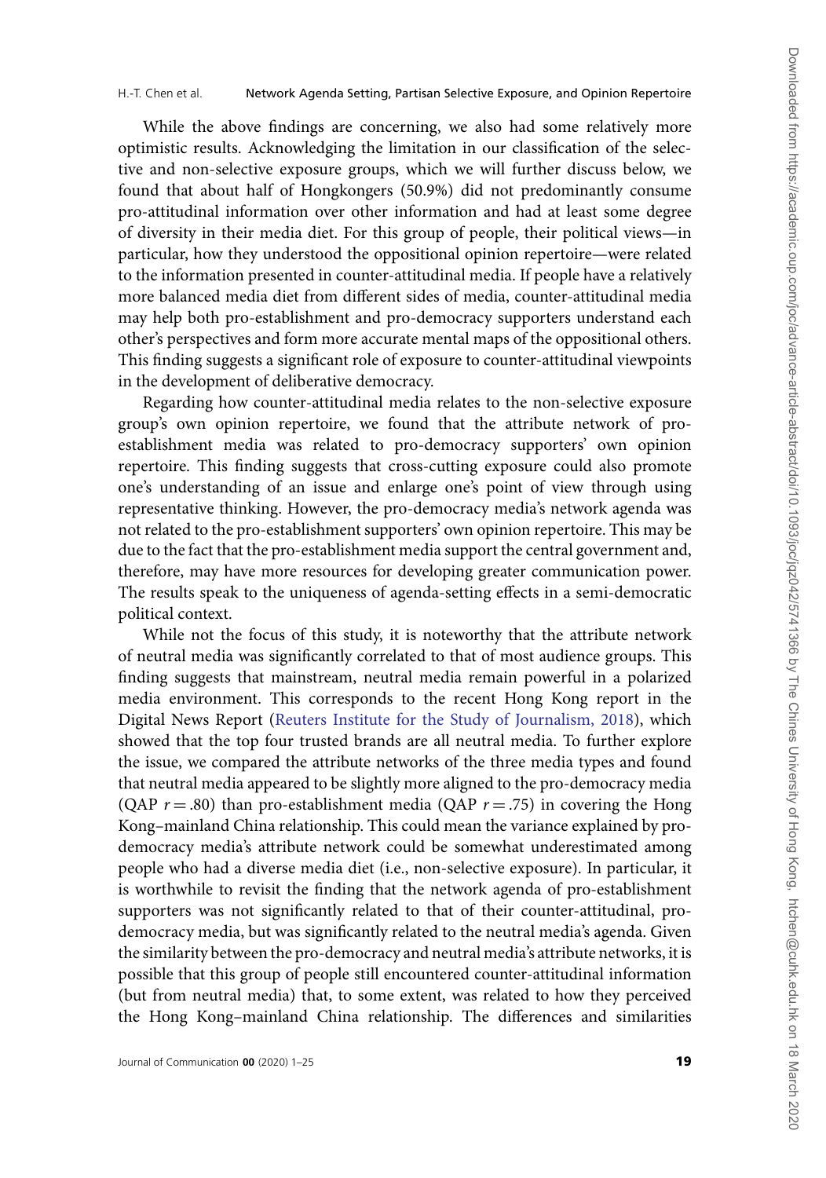While the above findings are concerning, we also had some relatively more optimistic results. Acknowledging the limitation in our classification of the selective and non-selective exposure groups, which we will further discuss below, we found that about half of Hongkongers (50.9%) did not predominantly consume pro-attitudinal information over other information and had at least some degree of diversity in their media diet. For this group of people, their political views—in particular, how they understood the oppositional opinion repertoire—were related to the information presented in counter-attitudinal media. If people have a relatively more balanced media diet from different sides of media, counter-attitudinal media may help both pro-establishment and pro-democracy supporters understand each other's perspectives and form more accurate mental maps of the oppositional others. This finding suggests a significant role of exposure to counter-attitudinal viewpoints in the development of deliberative democracy.

Regarding how counter-attitudinal media relates to the non-selective exposure group's own opinion repertoire, we found that the attribute network of pro-establishment media was related to pro-democracy supporters' own opinion repertoire. This finding suggests that cross-cutting exposure could also promote one's understanding of an issue and enlarge one's point of view through using representative thinking. However, the pro-democracy media's network agenda was not related to the pro-establishment supporters' own opinion repertoire. This may be due to the fact that the pro-establishment media support the central government and, therefore, may have more resources for developing greater communication power. The results speak to the uniqueness of agenda-setting effects in a semi-democratic political context.

While not the focus of this study, it is noteworthy that the attribute network of neutral media was significantly correlated to that of most audience groups. This finding suggests that mainstream, neutral media remain powerful in a polarized media environment. This corresponds to the recent Hong Kong report in the Digital News Report (Reuters Institute for the Study of Journalism, 2018), which showed that the top four trusted brands are all neutral media. To further explore the issue, we compared the attribute networks of the three media types and found that neutral media appeared to be slightly more aligned to the pro-democracy media (QAP $r = .80$) than pro-establishment media (QAP $r = .75$) in covering the Hong Kong–mainland China relationship. This could mean the variance explained by pro-democracy media's attribute network could be somewhat underestimated among people who had a diverse media diet (i.e., non-selective exposure). In particular, it is worthwhile to revisit the finding that the network agenda of pro-establishment supporters was not significantly related to that of their counter-attitudinal, pro-democracy media, but was significantly related to the neutral media's agenda. Given the similarity between the pro-democracy and neutral media's attribute networks, it is possible that this group of people still encountered counter-attitudinal information (but from neutral media) that, to some extent, was related to how they perceived the Hong Kong–mainland China relationship. The differences and similarities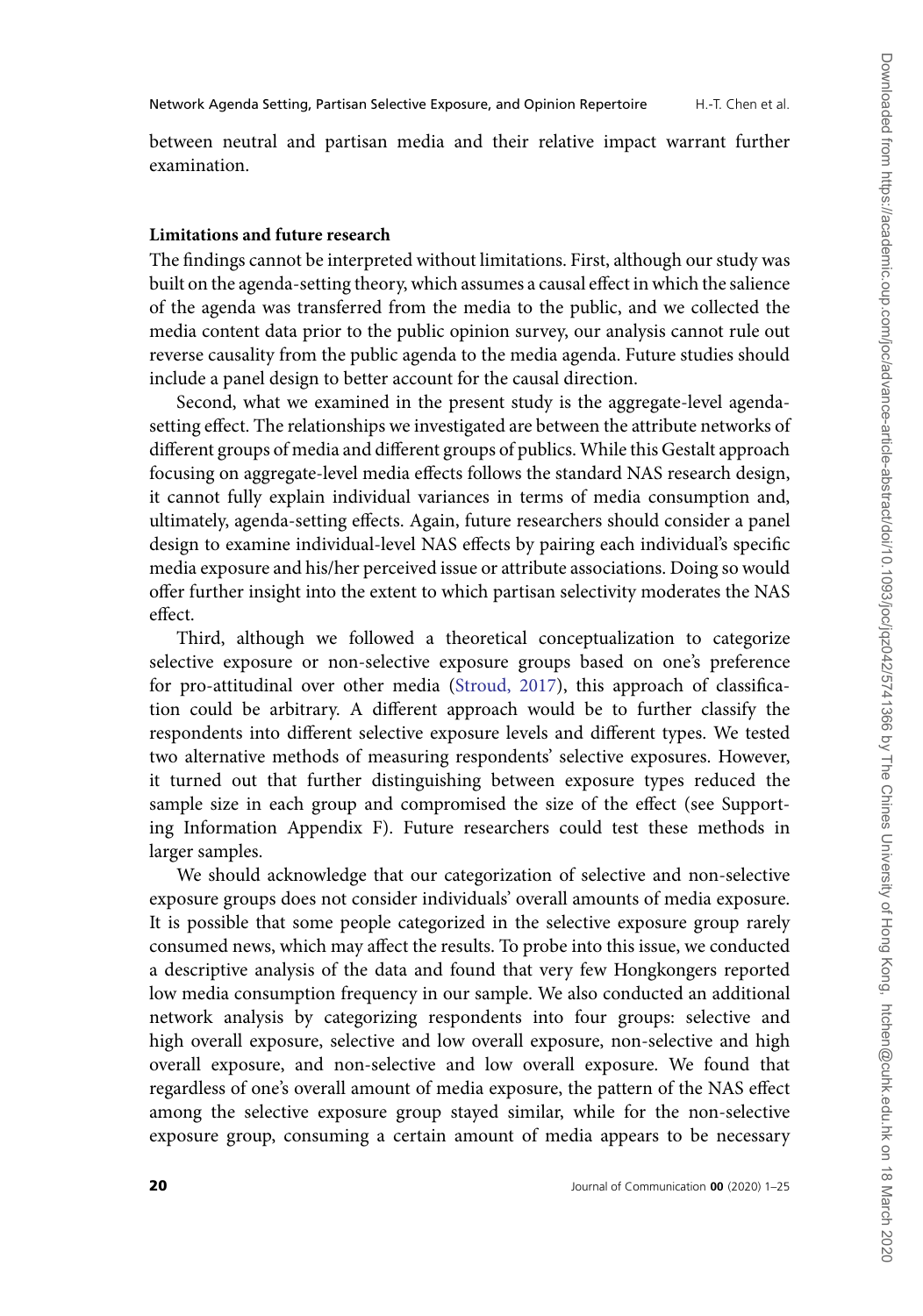between neutral and partisan media and their relative impact warrant further examination.

### Limitations and future research

The findings cannot be interpreted without limitations. First, although our study was built on the agenda-setting theory, which assumes a causal effect in which the salience of the agenda was transferred from the media to the public, and we collected the media content data prior to the public opinion survey, our analysis cannot rule out reverse causality from the public agenda to the media agenda. Future studies should include a panel design to better account for the causal direction.

Second, what we examined in the present study is the aggregate-level agenda-setting effect. The relationships we investigated are between the attribute networks of different groups of media and different groups of publics. While this Gestalt approach focusing on aggregate-level media effects follows the standard NAS research design, it cannot fully explain individual variances in terms of media consumption and, ultimately, agenda-setting effects. Again, future researchers should consider a panel design to examine individual-level NAS effects by pairing each individual's specific media exposure and his/her perceived issue or attribute associations. Doing so would offer further insight into the extent to which partisan selectivity moderates the NAS effect.

Third, although we followed a theoretical conceptualization to categorize selective exposure or non-selective exposure groups based on one's preference for pro-attitudinal over other media (Stroud, 2017), this approach of classification could be arbitrary. A different approach would be to further classify the respondents into different selective exposure levels and different types. We tested two alternative methods of measuring respondents' selective exposures. However, it turned out that further distinguishing between exposure types reduced the sample size in each group and compromised the size of the effect (see Supporting Information Appendix F). Future researchers could test these methods in larger samples.

We should acknowledge that our categorization of selective and non-selective exposure groups does not consider individuals' overall amounts of media exposure. It is possible that some people categorized in the selective exposure group rarely consumed news, which may affect the results. To probe into this issue, we conducted a descriptive analysis of the data and found that very few Hongkongers reported low media consumption frequency in our sample. We also conducted an additional network analysis by categorizing respondents into four groups: selective and high overall exposure, selective and low overall exposure, non-selective and high overall exposure, and non-selective and low overall exposure. We found that regardless of one's overall amount of media exposure, the pattern of the NAS effect among the selective exposure group stayed similar, while for the non-selective exposure group, consuming a certain amount of media appears to be necessary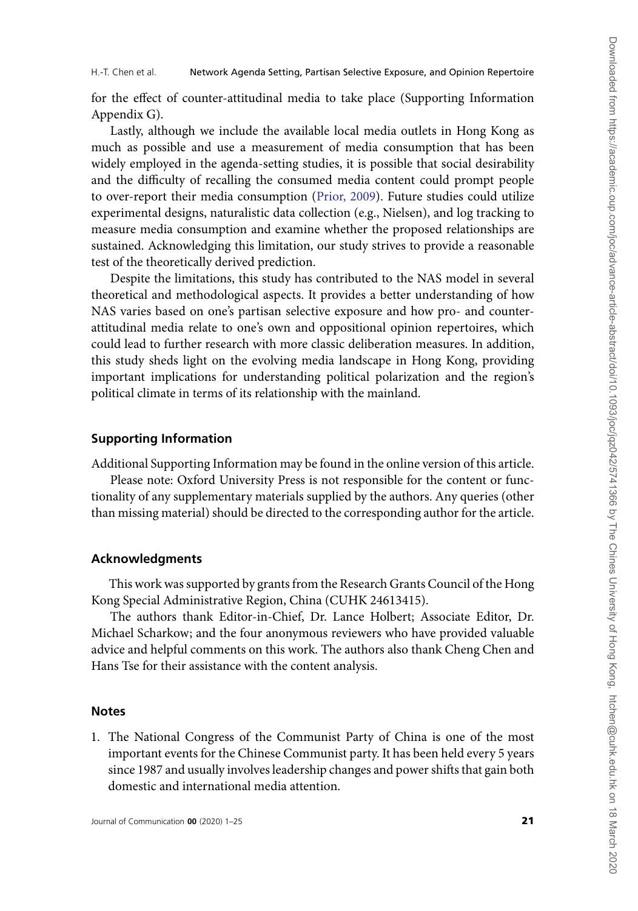for the effect of counter-attitudinal media to take place (Supporting Information Appendix G).

Lastly, although we include the available local media outlets in Hong Kong as much as possible and use a measurement of media consumption that has been widely employed in the agenda-setting studies, it is possible that social desirability and the difficulty of recalling the consumed media content could prompt people to over-report their media consumption (Prior, 2009). Future studies could utilize experimental designs, naturalistic data collection (e.g., Nielsen), and log tracking to measure media consumption and examine whether the proposed relationships are sustained. Acknowledging this limitation, our study strives to provide a reasonable test of the theoretically derived prediction.

Despite the limitations, this study has contributed to the NAS model in several theoretical and methodological aspects. It provides a better understanding of how NAS varies based on one's partisan selective exposure and how pro- and counter-attitudinal media relate to one's own and oppositional opinion repertoires, which could lead to further research with more classic deliberation measures. In addition, this study sheds light on the evolving media landscape in Hong Kong, providing important implications for understanding political polarization and the region's political climate in terms of its relationship with the mainland.

## Supporting Information

Additional Supporting Information may be found in the online version of this article.

Please note: Oxford University Press is not responsible for the content or functionality of any supplementary materials supplied by the authors. Any queries (other than missing material) should be directed to the corresponding author for the article.

## Acknowledgments

This work was supported by grants from the Research Grants Council of the Hong Kong Special Administrative Region, China (CUHK 24613415).

The authors thank Editor-in-Chief, Dr. Lance Holbert; Associate Editor, Dr. Michael Scharkow; and the four anonymous reviewers who have provided valuable advice and helpful comments on this work. The authors also thank Cheng Chen and Hans Tse for their assistance with the content analysis.

## Notes

1. The National Congress of the Communist Party of China is one of the most important events for the Chinese Communist party. It has been held every 5 years since 1987 and usually involves leadership changes and power shifts that gain both domestic and international media attention.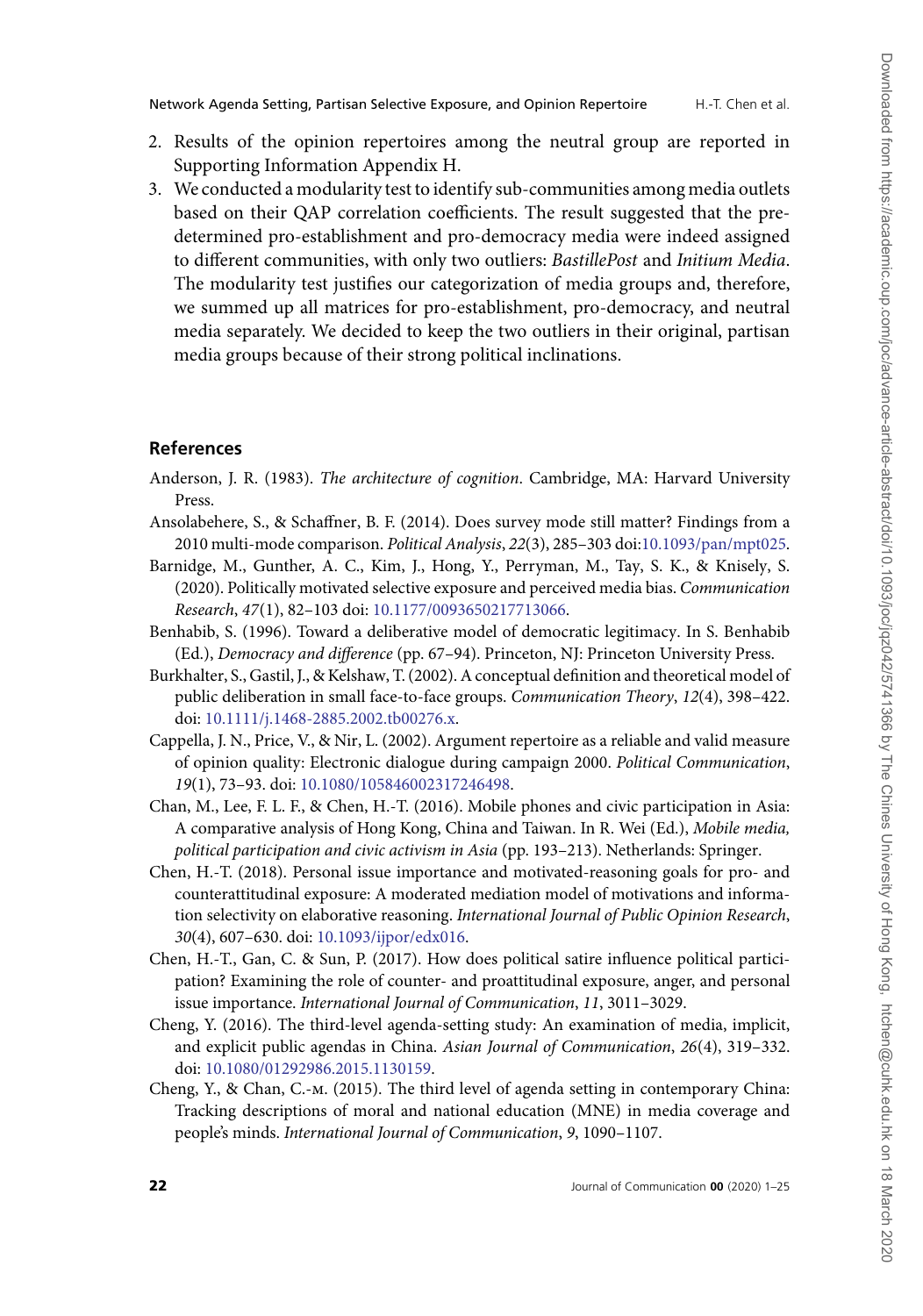2. Results of the opinion repertoires among the neutral group are reported in Supporting Information Appendix H.
3. We conducted a modularity test to identify sub-communities among media outlets based on their QAP correlation coefficients. The result suggested that the pre-determined pro-establishment and pro-democracy media were indeed assigned to different communities, with only two outliers: *BastillePost* and *Initium Media*. The modularity test justifies our categorization of media groups and, therefore, we summed up all matrices for pro-establishment, pro-democracy, and neutral media separately. We decided to keep the two outliers in their original, partisan media groups because of their strong political inclinations.

## References

Anderson, J. R. (1983). *The architecture of cognition*. Cambridge, MA: Harvard University Press.

Ansolabehere, S., & Schaffner, B. F. (2014). Does survey mode still matter? Findings from a 2010 multi-mode comparison. *Political Analysis*, *22*(3), 285–303 doi:10.1093/pan/mpt025.

Barnidge, M., Gunther, A. C., Kim, J., Hong, Y., Perryman, M., Tay, S. K., & Knisely, S. (2020). Politically motivated selective exposure and perceived media bias. *Communication Research*, *47*(1), 82–103 doi: 10.1177/0093650217713066.

Benhabib, S. (1996). Toward a deliberative model of democratic legitimacy. In S. Benhabib (Ed.), *Democracy and difference* (pp. 67–94). Princeton, NJ: Princeton University Press.

Burkhalter, S., Gastil, J., & Kelshaw, T. (2002). A conceptual definition and theoretical model of public deliberation in small face-to-face groups. *Communication Theory*, *12*(4), 398–422. doi: 10.1111/j.1468-2885.2002.tb00276.x.

Cappella, J. N., Price, V., & Nir, L. (2002). Argument repertoire as a reliable and valid measure of opinion quality: Electronic dialogue during campaign 2000. *Political Communication*, *19*(1), 73–93. doi: 10.1080/105846002317246498.

Chan, M., Lee, F. L. F., & Chen, H.-T. (2016). Mobile phones and civic participation in Asia: A comparative analysis of Hong Kong, China and Taiwan. In R. Wei (Ed.), *Mobile media, political participation and civic activism in Asia* (pp. 193–213). Netherlands: Springer.

Chen, H.-T. (2018). Personal issue importance and motivated-reasoning goals for pro- and counterattitudinal exposure: A moderated mediation model of motivations and information selectivity on elaborative reasoning. *International Journal of Public Opinion Research*, *30*(4), 607–630. doi: 10.1093/ijpor/edx016.

Chen, H.-T., Gan, C. & Sun, P. (2017). How does political satire influence political participation? Examining the role of counter- and proattitudinal exposure, anger, and personal issue importance. *International Journal of Communication*, *11*, 3011–3029.

Cheng, Y. (2016). The third-level agenda-setting study: An examination of media, implicit, and explicit public agendas in China. *Asian Journal of Communication*, *26*(4), 319–332. doi: 10.1080/01292986.2015.1130159.

Cheng, Y., & Chan, C.-M. (2015). The third level of agenda setting in contemporary China: Tracking descriptions of moral and national education (MNE) in media coverage and people's minds. *International Journal of Communication*, *9*, 1090–1107.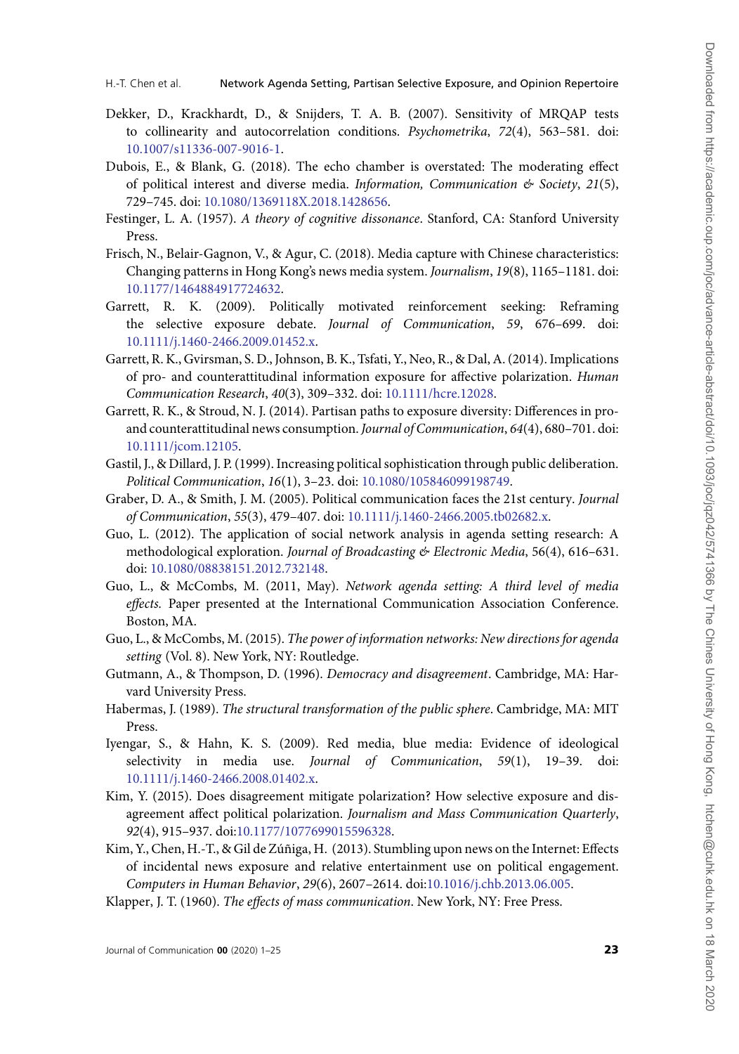Dekker, D., Krackhardt, D., & Snijders, T. A. B. (2007). Sensitivity of MRQAP tests to collinearity and autocorrelation conditions. *Psychometrika*, *72*(4), 563–581. doi: 10.1007/s11336-007-9016-1.

Dubois, E., & Blank, G. (2018). The echo chamber is overstated: The moderating effect of political interest and diverse media. *Information, Communication & Society*, *21*(5), 729–745. doi: 10.1080/1369118X.2018.1428656.

Festinger, L. A. (1957). *A theory of cognitive dissonance*. Stanford, CA: Stanford University Press.

Frisch, N., Belair-Gagnon, V., & Agur, C. (2018). Media capture with Chinese characteristics: Changing patterns in Hong Kong's news media system. *Journalism*, *19*(8), 1165–1181. doi: 10.1177/1464884917724632.

Garrett, R. K. (2009). Politically motivated reinforcement seeking: Reframing the selective exposure debate. *Journal of Communication*, *59*, 676–699. doi: 10.1111/j.1460-2466.2009.01452.x.

Garrett, R. K., Gvirsman, S. D., Johnson, B. K., Tsfati, Y., Neo, R., & Dal, A. (2014). Implications of pro- and counterattitudinal information exposure for affective polarization. *Human Communication Research*, *40*(3), 309–332. doi: 10.1111/hcre.12028.

Garrett, R. K., & Stroud, N. J. (2014). Partisan paths to exposure diversity: Differences in pro- and counterattitudinal news consumption. *Journal of Communication*, *64*(4), 680–701. doi: 10.1111/jcom.12105.

Gastil, J., & Dillard, J. P. (1999). Increasing political sophistication through public deliberation. *Political Communication*, *16*(1), 3–23. doi: 10.1080/105846099198749.

Graber, D. A., & Smith, J. M. (2005). Political communication faces the 21st century. *Journal of Communication*, *55*(3), 479–407. doi: 10.1111/j.1460-2466.2005.tb02682.x.

Guo, L. (2012). The application of social network analysis in agenda setting research: A methodological exploration. *Journal of Broadcasting & Electronic Media*, 56(4), 616–631. doi: 10.1080/08838151.2012.732148.

Guo, L., & McCombs, M. (2011, May). *Network agenda setting: A third level of media effects.* Paper presented at the International Communication Association Conference. Boston, MA.

Guo, L., & McCombs, M. (2015). *The power of information networks: New directions for agenda setting* (Vol. 8). New York, NY: Routledge.

Gutmann, A., & Thompson, D. (1996). *Democracy and disagreement*. Cambridge, MA: Harvard University Press.

Habermas, J. (1989). *The structural transformation of the public sphere*. Cambridge, MA: MIT Press.

Iyengar, S., & Hahn, K. S. (2009). Red media, blue media: Evidence of ideological selectivity in media use. *Journal of Communication*, *59*(1), 19–39. doi: 10.1111/j.1460-2466.2008.01402.x.

Kim, Y. (2015). Does disagreement mitigate polarization? How selective exposure and disagreement affect political polarization. *Journalism and Mass Communication Quarterly*, *92*(4), 915–937. doi:10.1177/1077699015596328.

Kim, Y., Chen, H.-T., & Gil de Zúñiga, H. (2013). Stumbling upon news on the Internet: Effects of incidental news exposure and relative entertainment use on political engagement. *Computers in Human Behavior*, *29*(6), 2607–2614. doi:10.1016/j.chb.2013.06.005.

Klapper, J. T. (1960). *The effects of mass communication*. New York, NY: Free Press.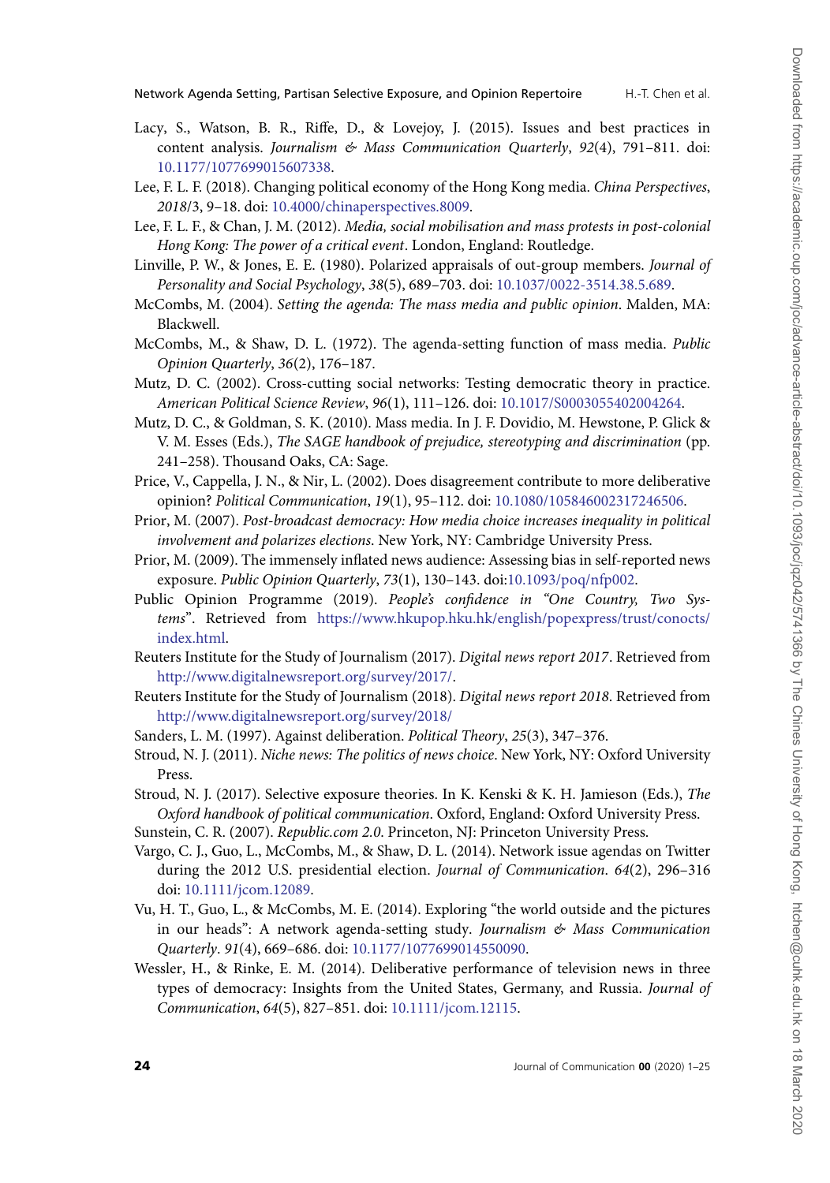Lacy, S., Watson, B. R., Riffe, D., & Lovejoy, J. (2015). Issues and best practices in content analysis. *Journalism & Mass Communication Quarterly*, *92*(4), 791–811. doi: 10.1177/1077699015607338.

Lee, F. L. F. (2018). Changing political economy of the Hong Kong media. *China Perspectives*, *2018*/3, 9–18. doi: 10.4000/chinaperspectives.8009.

Lee, F. L. F., & Chan, J. M. (2012). *Media, social mobilisation and mass protests in post-colonial Hong Kong: The power of a critical event*. London, England: Routledge.

Linville, P. W., & Jones, E. E. (1980). Polarized appraisals of out-group members. *Journal of Personality and Social Psychology*, *38*(5), 689–703. doi: 10.1037/0022-3514.38.5.689.

McCombs, M. (2004). *Setting the agenda: The mass media and public opinion*. Malden, MA: Blackwell.

McCombs, M., & Shaw, D. L. (1972). The agenda-setting function of mass media. *Public Opinion Quarterly*, *36*(2), 176–187.

Mutz, D. C. (2002). Cross-cutting social networks: Testing democratic theory in practice. *American Political Science Review*, *96*(1), 111–126. doi: 10.1017/S0003055402004264.

Mutz, D. C., & Goldman, S. K. (2010). Mass media. In J. F. Dovidio, M. Hewstone, P. Glick & V. M. Esses (Eds.), *The SAGE handbook of prejudice, stereotyping and discrimination* (pp. 241–258). Thousand Oaks, CA: Sage.

Price, V., Cappella, J. N., & Nir, L. (2002). Does disagreement contribute to more deliberative opinion? *Political Communication*, *19*(1), 95–112. doi: 10.1080/105846002317246506.

Prior, M. (2007). *Post-broadcast democracy: How media choice increases inequality in political involvement and polarizes elections*. New York, NY: Cambridge University Press.

Prior, M. (2009). The immensely inflated news audience: Assessing bias in self-reported news exposure. *Public Opinion Quarterly*, *73*(1), 130–143. doi:10.1093/poq/nfp002.

Public Opinion Programme (2019). *People's confidence in "One Country, Two Systems"*. Retrieved from https://www.hkupop.hku.hk/english/popexpress/trust/conocts/index.html.

Reuters Institute for the Study of Journalism (2017). *Digital news report 2017*. Retrieved from http://www.digitalnewsreport.org/survey/2017/.

Reuters Institute for the Study of Journalism (2018). *Digital news report 2018*. Retrieved from http://www.digitalnewsreport.org/survey/2018/

Sanders, L. M. (1997). Against deliberation. *Political Theory*, *25*(3), 347–376.

Stroud, N. J. (2011). *Niche news: The politics of news choice*. New York, NY: Oxford University Press.

Stroud, N. J. (2017). Selective exposure theories. In K. Kenski & K. H. Jamieson (Eds.), *The Oxford handbook of political communication*. Oxford, England: Oxford University Press.

Sunstein, C. R. (2007). *Republic.com 2.0*. Princeton, NJ: Princeton University Press.

Vargo, C. J., Guo, L., McCombs, M., & Shaw, D. L. (2014). Network issue agendas on Twitter during the 2012 U.S. presidential election. *Journal of Communication*. *64*(2), 296–316 doi: 10.1111/jcom.12089.

Vu, H. T., Guo, L., & McCombs, M. E. (2014). Exploring "the world outside and the pictures in our heads": A network agenda-setting study. *Journalism & Mass Communication Quarterly*. *91*(4), 669–686. doi: 10.1177/1077699014550090.

Wessler, H., & Rinke, E. M. (2014). Deliberative performance of television news in three types of democracy: Insights from the United States, Germany, and Russia. *Journal of Communication*, *64*(5), 827–851. doi: 10.1111/jcom.12115.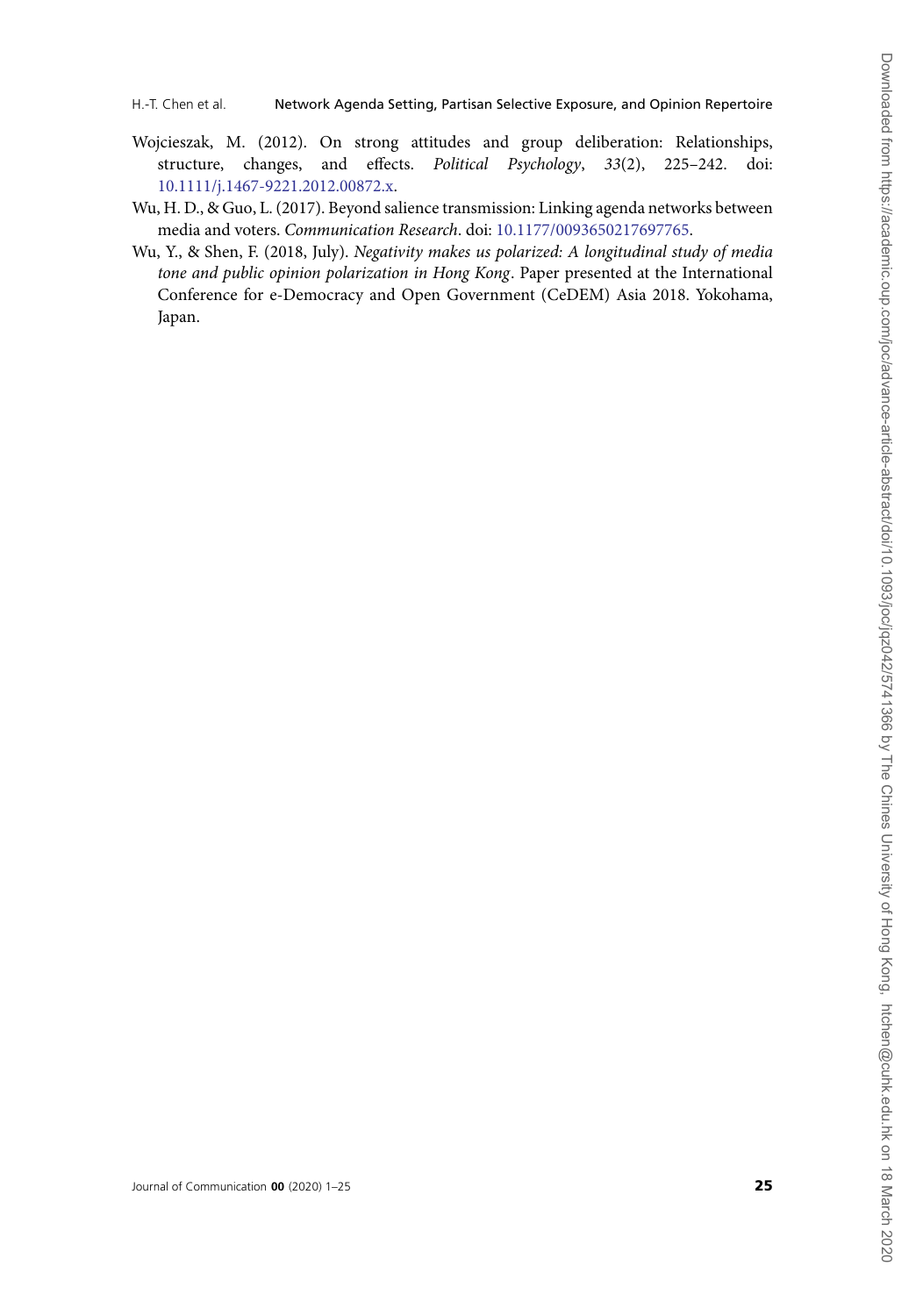Wojcieszak, M. (2012). On strong attitudes and group deliberation: Relationships, structure, changes, and effects. *Political Psychology*, *33*(2), 225–242. doi: 10.1111/j.1467-9221.2012.00872.x.

Wu, H. D., & Guo, L. (2017). Beyond salience transmission: Linking agenda networks between media and voters. *Communication Research*. doi: 10.1177/0093650217697765.

Wu, Y., & Shen, F. (2018, July). *Negativity makes us polarized: A longitudinal study of media tone and public opinion polarization in Hong Kong*. Paper presented at the International Conference for e-Democracy and Open Government (CeDEM) Asia 2018. Yokohama, Japan.